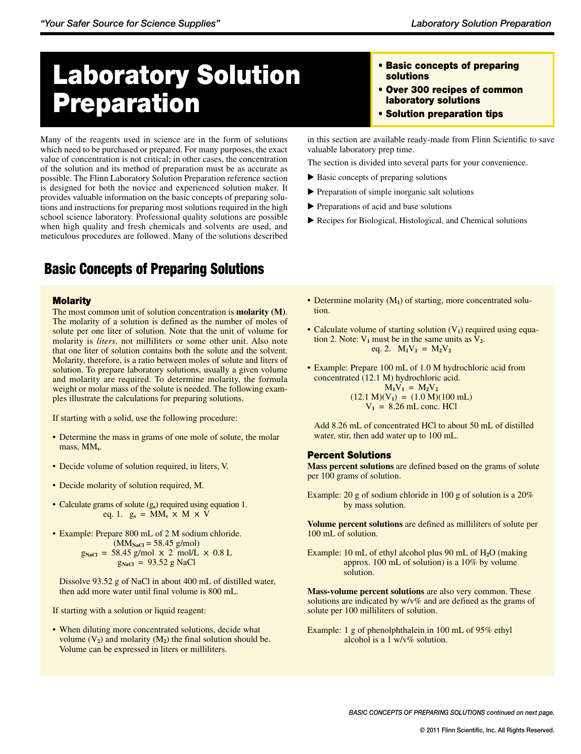# Laboratory Solution Preparation

- **Basic concepts of preparing solutions**
- **Over 300 recipes of common laboratory solutions**
- **Solution preparation tips**

Many of the reagents used in science are in the form of solutions which need to be purchased or prepared. For many purposes, the exact value of concentration is not critical; in other cases, the concentration of the solution and its method of preparation must be as accurate as possible. The Flinn Laboratory Solution Preparation reference section is designed for both the novice and experienced solution maker. It provides valuable information on the basic concepts of preparing solutions and instructions for preparing most solutions required in the high school science laboratory. Professional quality solutions are possible when high quality and fresh chemicals and solvents are used, and meticulous procedures are followed. Many of the solutions described in this section are available ready-made from Flinn Scientific to save valuable laboratory prep time.

The section is divided into several parts for your convenience.

- ▶ Basic concepts of preparing solutions
- ▶ Preparation of simple inorganic salt solutions
- ▶ Preparations of acid and base solutions
- ▶ Recipes for Biological, Histological, and Chemical solutions

## Basic Concepts of Preparing Solutions

### Molarity

The most common unit of solution concentration is **molarity (M)**. The molarity of a solution is defined as the number of moles of solute per one liter of solution. Note that the unit of volume for molarity is *liters,* not milliliters or some other unit. Also note that one liter of solution contains both the solute and the solvent. Molarity, therefore, is a ratio between moles of solute and liters of solution. To prepare laboratory solutions, usually a given volume and molarity are required. To determine molarity, the formula weight or molar mass of the solute is needed. The following examples illustrate the calculations for preparing solutions.

If starting with a solid, use the following procedure:

- Determine the mass in grams of one mole of solute, the molar mass, $MM_s$.
- Decide volume of solution required, in liters, V.
- Decide molarity of solution required, M.
- Calculate grams of solute ($g_s$) required using equation 1.

  eq. 1. $g_s = MM_s \times M \times V$

- Example: Prepare 800 mL of 2 M sodium chloride.

  $$(MM_{NaCl} = 58.45 \text{ g/mol})$$
  $$g_{NaCl} = 58.45 \text{ g/mol} \times 2 \text{ mol/L} \times 0.8 \text{ L}$$
  $$g_{NaCl} = 93.52 \text{ g NaCl}$$

  Dissolve 93.52 g of NaCl in about 400 mL of distilled water, then add more water until final volume is 800 mL.

If starting with a solution or liquid reagent:

- When diluting more concentrated solutions, decide what volume ($V_2$) and molarity ($M_2$) the final solution should be. Volume can be expressed in liters or milliliters.
- Determine molarity ($M_1$) of starting, more concentrated solution.
- Calculate volume of starting solution ($V_1$) required using equation 2. Note: $V_1$ must be in the same units as $V_2$.

  eq. 2. $M_1V_1 = M_2V_2$

- Example: Prepare 100 mL of 1.0 M hydrochloric acid from concentrated (12.1 M) hydrochloric acid.

  $$M_1V_1 = M_2V_2$$
  $$(12.1 \text{ M})(V_1) = (1.0 \text{ M})(100 \text{ mL})$$
  $$V_1 = 8.26 \text{ mL conc. HCl}$$

  Add 8.26 mL of concentrated HCl to about 50 mL of distilled water, stir, then add water up to 100 mL.

### Percent Solutions

**Mass percent solutions** are defined based on the grams of solute per 100 grams of solution.

Example: 20 g of sodium chloride in 100 g of solution is a 20% by mass solution.

**Volume percent solutions** are defined as milliliters of solute per 100 mL of solution.

Example: 10 mL of ethyl alcohol plus 90 mL of $H_2O$ (making approx. 100 mL of solution) is a 10% by volume solution.

**Mass-volume percent solutions** are also very common. These solutions are indicated by w/v% and are defined as the grams of solute per 100 milliliters of solution.

Example: 1 g of phenolphthalein in 100 mL of 95% ethyl alcohol is a 1 w/v% solution.

*BASIC CONCEPTS OF PREPARING SOLUTIONS continued on next page.*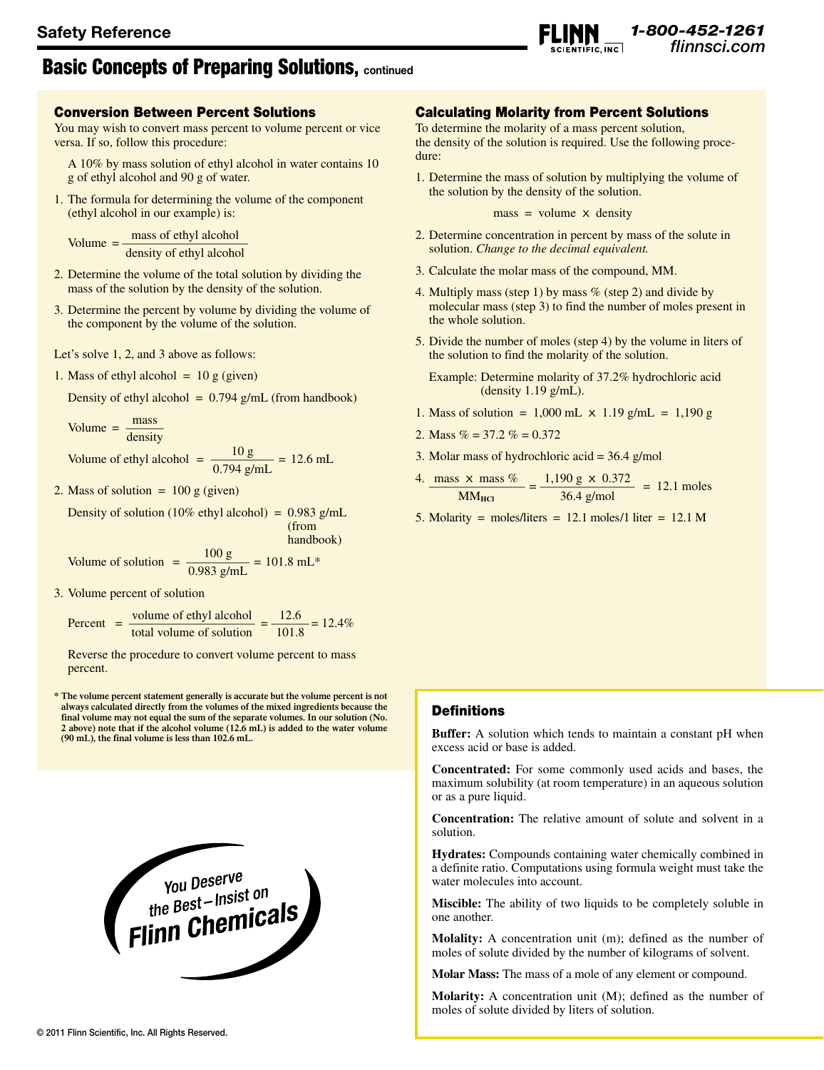# Basic Concepts of Preparing Solutions, continued

## Conversion Between Percent Solutions

You may wish to convert mass percent to volume percent or vice versa. If so, follow this procedure:

A 10% by mass solution of ethyl alcohol in water contains 10 g of ethyl alcohol and 90 g of water.

1. The formula for determining the volume of the component (ethyl alcohol in our example) is:

$$\text{Volume} = \frac{\text{mass of ethyl alcohol}}{\text{density of ethyl alcohol}}$$

2. Determine the volume of the total solution by dividing the mass of the solution by the density of the solution.
3. Determine the percent by volume by dividing the volume of the component by the volume of the solution.

Let's solve 1, 2, and 3 above as follows:

1. Mass of ethyl alcohol = 10 g (given)

   Density of ethyl alcohol = 0.794 g/mL (from handbook)

$$\text{Volume} = \frac{\text{mass}}{\text{density}}$$

$$\text{Volume of ethyl alcohol} = \frac{10\text{ g}}{0.794\text{ g/mL}} = 12.6\text{ mL}$$

2. Mass of solution = 100 g (given)

   Density of solution (10% ethyl alcohol) = 0.983 g/mL (from handbook)

$$\text{Volume of solution} = \frac{100\text{ g}}{0.983\text{ g/mL}} = 101.8\text{ mL*}$$

3. Volume percent of solution

$$\text{Percent} = \frac{\text{volume of ethyl alcohol}}{\text{total volume of solution}} = \frac{12.6}{101.8} = 12.4\%$$

   Reverse the procedure to convert volume percent to mass percent.

**\* The volume percent statement generally is accurate but the volume percent is not always calculated directly from the volumes of the mixed ingredients because the final volume may not equal the sum of the separate volumes. In our solution (No. 2 above) note that if the alcohol volume (12.6 mL) is added to the water volume (90 mL), the final volume is less than 102.6 mL.**

## Calculating Molarity from Percent Solutions

To determine the molarity of a mass percent solution, the density of the solution is required. Use the following procedure:

1. Determine the mass of solution by multiplying the volume of the solution by the density of the solution.

$$\text{mass} = \text{volume} \times \text{density}$$

2. Determine concentration in percent by mass of the solute in solution. *Change to the decimal equivalent.*
3. Calculate the molar mass of the compound, MM.
4. Multiply mass (step 1) by mass % (step 2) and divide by molecular mass (step 3) to find the number of moles present in the whole solution.
5. Divide the number of moles (step 4) by the volume in liters of the solution to find the molarity of the solution.

   Example: Determine molarity of 37.2% hydrochloric acid (density 1.19 g/mL).

1. Mass of solution = 1,000 mL × 1.19 g/mL = 1,190 g
2. Mass % = 37.2 % = 0.372
3. Molar mass of hydrochloric acid = 36.4 g/mol
4. $\dfrac{\text{mass} \times \text{mass }\%}{MM_{HCl}} = \dfrac{1{,}190\text{ g} \times 0.372}{36.4\text{ g/mol}} = 12.1\text{ moles}$
5. Molarity = moles/liters = 12.1 moles/1 liter = 12.1 M

## Definitions

**Buffer:** A solution which tends to maintain a constant pH when excess acid or base is added.

**Concentrated:** For some commonly used acids and bases, the maximum solubility (at room temperature) in an aqueous solution or as a pure liquid.

**Concentration:** The relative amount of solute and solvent in a solution.

**Hydrates:** Compounds containing water chemically combined in a definite ratio. Computations using formula weight must take the water molecules into account.

**Miscible:** The ability of two liquids to be completely soluble in one another.

**Molality:** A concentration unit (m); defined as the number of moles of solute divided by the number of kilograms of solvent.

**Molar Mass:** The mass of a mole of any element or compound.

**Molarity:** A concentration unit (M); defined as the number of moles of solute divided by liters of solution.

You Deserve the Best – Insist on Flinn Chemicals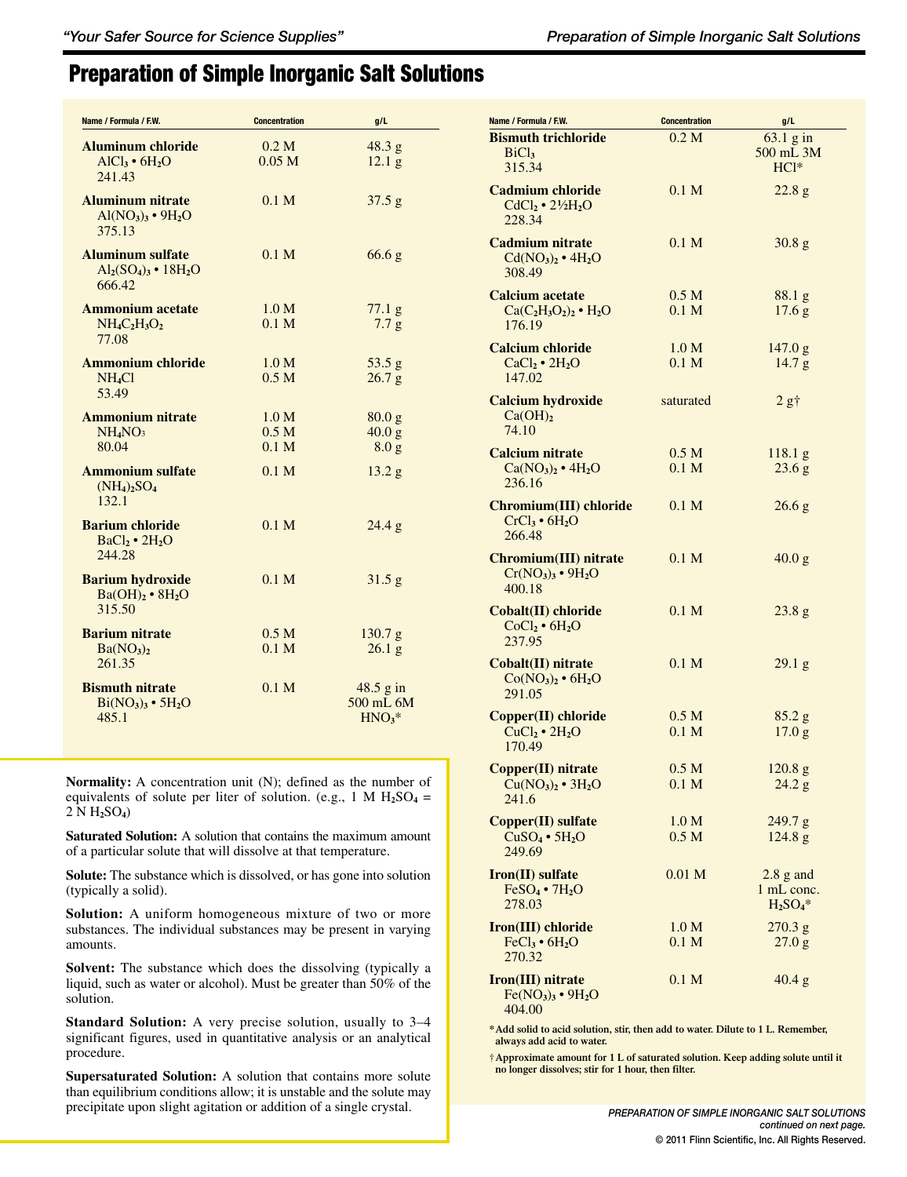# Preparation of Simple Inorganic Salt Solutions

| Name / Formula / F.W. | Concentration | g/L |
|---|---|---|
| **Aluminum chloride** $AlCl_3 \cdot 6H_2O$ 241.43 | 0.2 M<br>0.05 M | 48.3 g<br>12.1 g |
| **Aluminum nitrate** $Al(NO_3)_3 \cdot 9H_2O$ 375.13 | 0.1 M | 37.5 g |
| **Aluminum sulfate** $Al_2(SO_4)_3 \cdot 18H_2O$ 666.42 | 0.1 M | 66.6 g |
| **Ammonium acetate** $NH_4C_2H_3O_2$ 77.08 | 1.0 M<br>0.1 M | 77.1 g<br>7.7 g |
| **Ammonium chloride** $NH_4Cl$ 53.49 | 1.0 M<br>0.5 M | 53.5 g<br>26.7 g |
| **Ammonium nitrate** $NH_4NO_3$ 80.04 | 1.0 M<br>0.5 M<br>0.1 M | 80.0 g<br>40.0 g<br>8.0 g |
| **Ammonium sulfate** $(NH_4)_2SO_4$ 132.1 | 0.1 M | 13.2 g |
| **Barium chloride** $BaCl_2 \cdot 2H_2O$ 244.28 | 0.1 M | 24.4 g |
| **Barium hydroxide** $Ba(OH)_2 \cdot 8H_2O$ 315.50 | 0.1 M | 31.5 g |
| **Barium nitrate** $Ba(NO_3)_2$ 261.35 | 0.5 M<br>0.1 M | 130.7 g<br>26.1 g |
| **Bismuth nitrate** $Bi(NO_3)_3 \cdot 5H_2O$ 485.1 | 0.1 M | 48.5 g in 500 mL 6M $HNO_3$* |
| **Bismuth trichloride** $BiCl_3$ 315.34 | 0.2 M | 63.1 g in 500 mL 3M HCl* |
| **Cadmium chloride** $CdCl_2 \cdot 2½H_2O$ 228.34 | 0.1 M | 22.8 g |
| **Cadmium nitrate** $Cd(NO_3)_2 \cdot 4H_2O$ 308.49 | 0.1 M | 30.8 g |
| **Calcium acetate** $Ca(C_2H_3O_2)_2 \cdot H_2O$ 176.19 | 0.5 M<br>0.1 M | 88.1 g<br>17.6 g |
| **Calcium chloride** $CaCl_2 \cdot 2H_2O$ 147.02 | 1.0 M<br>0.1 M | 147.0 g<br>14.7 g |
| **Calcium hydroxide** $Ca(OH)_2$ 74.10 | saturated | 2 g† |
| **Calcium nitrate** $Ca(NO_3)_2 \cdot 4H_2O$ 236.16 | 0.5 M<br>0.1 M | 118.1 g<br>23.6 g |
| **Chromium(III) chloride** $CrCl_3 \cdot 6H_2O$ 266.48 | 0.1 M | 26.6 g |
| **Chromium(III) nitrate** $Cr(NO_3)_3 \cdot 9H_2O$ 400.18 | 0.1 M | 40.0 g |
| **Cobalt(II) chloride** $CoCl_2 \cdot 6H_2O$ 237.95 | 0.1 M | 23.8 g |
| **Cobalt(II) nitrate** $Co(NO_3)_2 \cdot 6H_2O$ 291.05 | 0.1 M | 29.1 g |
| **Copper(II) chloride** $CuCl_2 \cdot 2H_2O$ 170.49 | 0.5 M<br>0.1 M | 85.2 g<br>17.0 g |
| **Copper(II) nitrate** $Cu(NO_3)_2 \cdot 3H_2O$ 241.6 | 0.5 M<br>0.1 M | 120.8 g<br>24.2 g |
| **Copper(II) sulfate** $CuSO_4 \cdot 5H_2O$ 249.69 | 1.0 M<br>0.5 M | 249.7 g<br>124.8 g |
| **Iron(II) sulfate** $FeSO_4 \cdot 7H_2O$ 278.03 | 0.01 M | 2.8 g and 1 mL conc. $H_2SO_4$* |
| **Iron(III) chloride** $FeCl_3 \cdot 6H_2O$ 270.32 | 1.0 M<br>0.1 M | 270.3 g<br>27.0 g |
| **Iron(III) nitrate** $Fe(NO_3)_3 \cdot 9H_2O$ 404.00 | 0.1 M | 40.4 g |

**\*Add solid to acid solution, stir, then add to water. Dilute to 1 L. Remember, always add acid to water.**

**†Approximate amount for 1 L of saturated solution. Keep adding solute until it no longer dissolves; stir for 1 hour, then filter.**

**Normality:** A concentration unit (N); defined as the number of equivalents of solute per liter of solution. (e.g., 1 M $H_2SO_4$ = 2 N $H_2SO_4$)

**Saturated Solution:** A solution that contains the maximum amount of a particular solute that will dissolve at that temperature.

**Solute:** The substance which is dissolved, or has gone into solution (typically a solid).

**Solution:** A uniform homogeneous mixture of two or more substances. The individual substances may be present in varying amounts.

**Solvent:** The substance which does the dissolving (typically a liquid, such as water or alcohol). Must be greater than 50% of the solution.

**Standard Solution:** A very precise solution, usually to 3–4 significant figures, used in quantitative analysis or an analytical procedure.

**Supersaturated Solution:** A solution that contains more solute than equilibrium conditions allow; it is unstable and the solute may precipitate upon slight agitation or addition of a single crystal.

*PREPARATION OF SIMPLE INORGANIC SALT SOLUTIONS continued on next page.*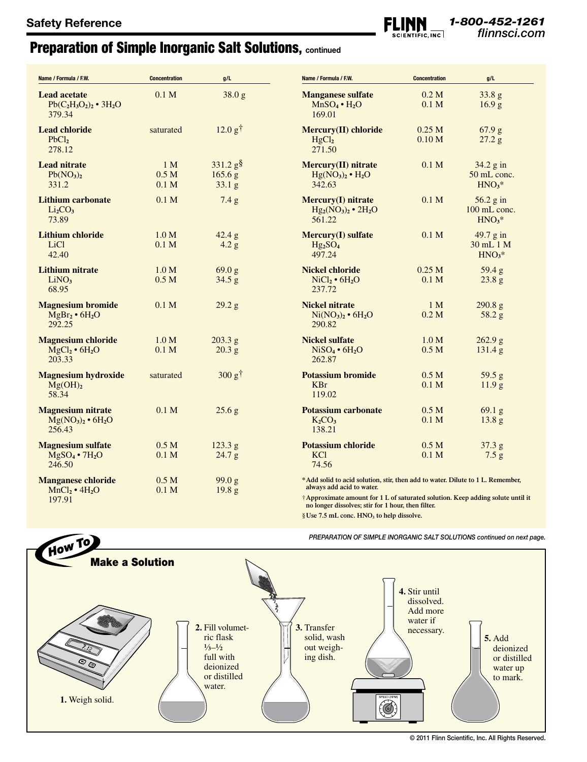## Preparation of Simple Inorganic Salt Solutions, continued

| Name / Formula / F.W. | Concentration | g/L |
|---|---|---|
| **Lead acetate** $Pb(C_2H_3O_2)_2 \cdot 3H_2O$ 379.34 | 0.1 M | 38.0 g |
| **Lead chloride** $PbCl_2$ 278.12 | saturated | 12.0 g† |
| **Lead nitrate** $Pb(NO_3)_2$ 331.2 | 1 M<br>0.5 M<br>0.1 M | 331.2 g§<br>165.6 g<br>33.1 g |
| **Lithium carbonate** $Li_2CO_3$ 73.89 | 0.1 M | 7.4 g |
| **Lithium chloride** LiCl 42.40 | 1.0 M<br>0.1 M | 42.4 g<br>4.2 g |
| **Lithium nitrate** $LiNO_3$ 68.95 | 1.0 M<br>0.5 M | 69.0 g<br>34.5 g |
| **Magnesium bromide** $MgBr_2 \cdot 6H_2O$ 292.25 | 0.1 M | 29.2 g |
| **Magnesium chloride** $MgCl_2 \cdot 6H_2O$ 203.33 | 1.0 M<br>0.1 M | 203.3 g<br>20.3 g |
| **Magnesium hydroxide** $Mg(OH)_2$ 58.34 | saturated | 300 g† |
| **Magnesium nitrate** $Mg(NO_3)_2 \cdot 6H_2O$ 256.43 | 0.1 M | 25.6 g |
| **Magnesium sulfate** $MgSO_4 \cdot 7H_2O$ 246.50 | 0.5 M<br>0.1 M | 123.3 g<br>24.7 g |
| **Manganese chloride** $MnCl_2 \cdot 4H_2O$ 197.91 | 0.5 M<br>0.1 M | 99.0 g<br>19.8 g |
| **Manganese sulfate** $MnSO_4 \cdot H_2O$ 169.01 | 0.2 M<br>0.1 M | 33.8 g<br>16.9 g |
| **Mercury(II) chloride** $HgCl_2$ 271.50 | 0.25 M<br>0.10 M | 67.9 g<br>27.2 g |
| **Mercury(II) nitrate** $Hg(NO_3)_2 \cdot H_2O$ 342.63 | 0.1 M | 34.2 g in 50 mL conc. $HNO_3$* |
| **Mercury(I) nitrate** $Hg_2(NO_3)_2 \cdot 2H_2O$ 561.22 | 0.1 M | 56.2 g in 100 mL conc. $HNO_3$* |
| **Mercury(I) sulfate** $Hg_2SO_4$ 497.24 | 0.1 M | 49.7 g in 30 mL 1 M $HNO_3$* |
| **Nickel chloride** $NiCl_2 \cdot 6H_2O$ 237.72 | 0.25 M<br>0.1 M | 59.4 g<br>23.8 g |
| **Nickel nitrate** $Ni(NO_3)_2 \cdot 6H_2O$ 290.82 | 1 M<br>0.2 M | 290.8 g<br>58.2 g |
| **Nickel sulfate** $NiSO_4 \cdot 6H_2O$ 262.87 | 1.0 M<br>0.5 M | 262.9 g<br>131.4 g |
| **Potassium bromide** KBr 119.02 | 0.5 M<br>0.1 M | 59.5 g<br>11.9 g |
| **Potassium carbonate** $K_2CO_3$ 138.21 | 0.5 M<br>0.1 M | 69.1 g<br>13.8 g |
| **Potassium chloride** KCl 74.56 | 0.5 M<br>0.1 M | 37.3 g<br>7.5 g |

**\*Add solid to acid solution, stir, then add to water. Dilute to 1 L. Remember, always add acid to water.**

**†Approximate amount for 1 L of saturated solution. Keep adding solute until it no longer dissolves; stir for 1 hour, then filter.**

**§Use 7.5 mL conc. $HNO_3$ to help dissolve.**

*PREPARATION OF SIMPLE INORGANIC SALT SOLUTIONS continued on next page.*

### How To — Make a Solution

1. Weigh solid.
2. Fill volumetric flask ⅓–½ full with deionized or distilled water.
3. Transfer solid, wash out weighing dish.
4. Stir until dissolved. Add more water if necessary.
5. Add deionized or distilled water up to mark.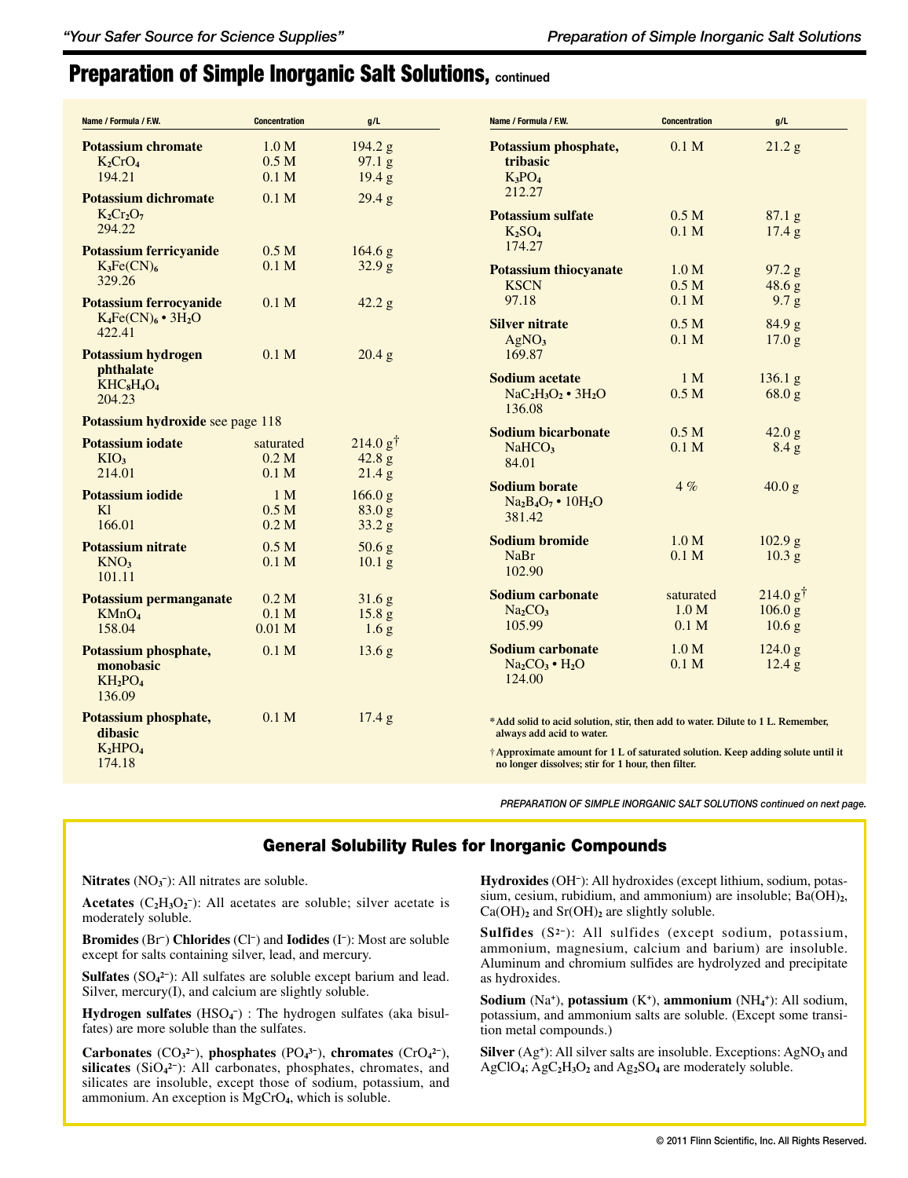# Preparation of Simple Inorganic Salt Solutions, continued

| Name / Formula / F.W. | Concentration | g/L |
|---|---|---|
| **Potassium chromate** $K_2CrO_4$ 194.21 | 1.0 M | 194.2 g |
| | 0.5 M | 97.1 g |
| | 0.1 M | 19.4 g |
| **Potassium dichromate** $K_2Cr_2O_7$ 294.22 | 0.1 M | 29.4 g |
| **Potassium ferricyanide** $K_3Fe(CN)_6$ 329.26 | 0.5 M | 164.6 g |
| | 0.1 M | 32.9 g |
| **Potassium ferrocyanide** $K_4Fe(CN)_6 \cdot 3H_2O$ 422.41 | 0.1 M | 42.2 g |
| **Potassium hydrogen phthalate** $KHC_8H_4O_4$ 204.23 | 0.1 M | 20.4 g |
| **Potassium hydroxide** see page 118 | | |
| **Potassium iodate** $KIO_3$ 214.01 | saturated | 214.0 g† |
| | 0.2 M | 42.8 g |
| | 0.1 M | 21.4 g |
| **Potassium iodide** KI 166.01 | 1 M | 166.0 g |
| | 0.5 M | 83.0 g |
| | 0.2 M | 33.2 g |
| **Potassium nitrate** $KNO_3$ 101.11 | 0.5 M | 50.6 g |
| | 0.1 M | 10.1 g |
| **Potassium permanganate** $KMnO_4$ 158.04 | 0.2 M | 31.6 g |
| | 0.1 M | 15.8 g |
| | 0.01 M | 1.6 g |
| **Potassium phosphate, monobasic** $KH_2PO_4$ 136.09 | 0.1 M | 13.6 g |
| **Potassium phosphate, dibasic** $K_2HPO_4$ 174.18 | 0.1 M | 17.4 g |
| **Potassium phosphate, tribasic** $K_3PO_4$ 212.27 | 0.1 M | 21.2 g |
| **Potassium sulfate** $K_2SO_4$ 174.27 | 0.5 M | 87.1 g |
| | 0.1 M | 17.4 g |
| **Potassium thiocyanate** KSCN 97.18 | 1.0 M | 97.2 g |
| | 0.5 M | 48.6 g |
| | 0.1 M | 9.7 g |
| **Silver nitrate** $AgNO_3$ 169.87 | 0.5 M | 84.9 g |
| | 0.1 M | 17.0 g |
| **Sodium acetate** $NaC_2H_3O_2 \cdot 3H_2O$ 136.08 | 1 M | 136.1 g |
| | 0.5 M | 68.0 g |
| **Sodium bicarbonate** $NaHCO_3$ 84.01 | 0.5 M | 42.0 g |
| | 0.1 M | 8.4 g |
| **Sodium borate** $Na_2B_4O_7 \cdot 10H_2O$ 381.42 | 4 % | 40.0 g |
| **Sodium bromide** NaBr 102.90 | 1.0 M | 102.9 g |
| | 0.1 M | 10.3 g |
| **Sodium carbonate** $Na_2CO_3$ 105.99 | saturated | 214.0 g† |
| | 1.0 M | 106.0 g |
| | 0.1 M | 10.6 g |
| **Sodium carbonate** $Na_2CO_3 \cdot H_2O$ 124.00 | 1.0 M | 124.0 g |
| | 0.1 M | 12.4 g |

**\*Add solid to acid solution, stir, then add to water. Dilute to 1 L. Remember, always add acid to water.**

**†Approximate amount for 1 L of saturated solution. Keep adding solute until it no longer dissolves; stir for 1 hour, then filter.**

*PREPARATION OF SIMPLE INORGANIC SALT SOLUTIONS continued on next page.*

## General Solubility Rules for Inorganic Compounds

**Nitrates** ($NO_3^-$): All nitrates are soluble.

**Acetates** ($C_2H_3O_2^-$): All acetates are soluble; silver acetate is moderately soluble.

**Bromides** ($Br^-$) **Chlorides** ($Cl^-$) and **Iodides** ($I^-$): Most are soluble except for salts containing silver, lead, and mercury.

**Sulfates** ($SO_4^{2-}$): All sulfates are soluble except barium and lead. Silver, mercury(I), and calcium are slightly soluble.

**Hydrogen sulfates** ($HSO_4^-$) : The hydrogen sulfates (aka bisulfates) are more soluble than the sulfates.

**Carbonates** ($CO_3^{2-}$), **phosphates** ($PO_4^{3-}$), **chromates** ($CrO_4^{2-}$), **silicates** ($SiO_4^{2-}$): All carbonates, phosphates, chromates, and silicates are insoluble, except those of sodium, potassium, and ammonium. An exception is $MgCrO_4$, which is soluble.

**Hydroxides** ($OH^-$): All hydroxides (except lithium, sodium, potassium, cesium, rubidium, and ammonium) are insoluble; $Ba(OH)_2$, $Ca(OH)_2$ and $Sr(OH)_2$ are slightly soluble.

**Sulfides** ($S^{2-}$): All sulfides (except sodium, potassium, ammonium, magnesium, calcium and barium) are insoluble. Aluminum and chromium sulfides are hydrolyzed and precipitate as hydroxides.

**Sodium** ($Na^+$), **potassium** ($K^+$), **ammonium** ($NH_4^+$): All sodium, potassium, and ammonium salts are soluble. (Except some transition metal compounds.)

**Silver** ($Ag^+$): All silver salts are insoluble. Exceptions: $AgNO_3$ and $AgClO_4$; $AgC_2H_3O_2$ and $Ag_2SO_4$ are moderately soluble.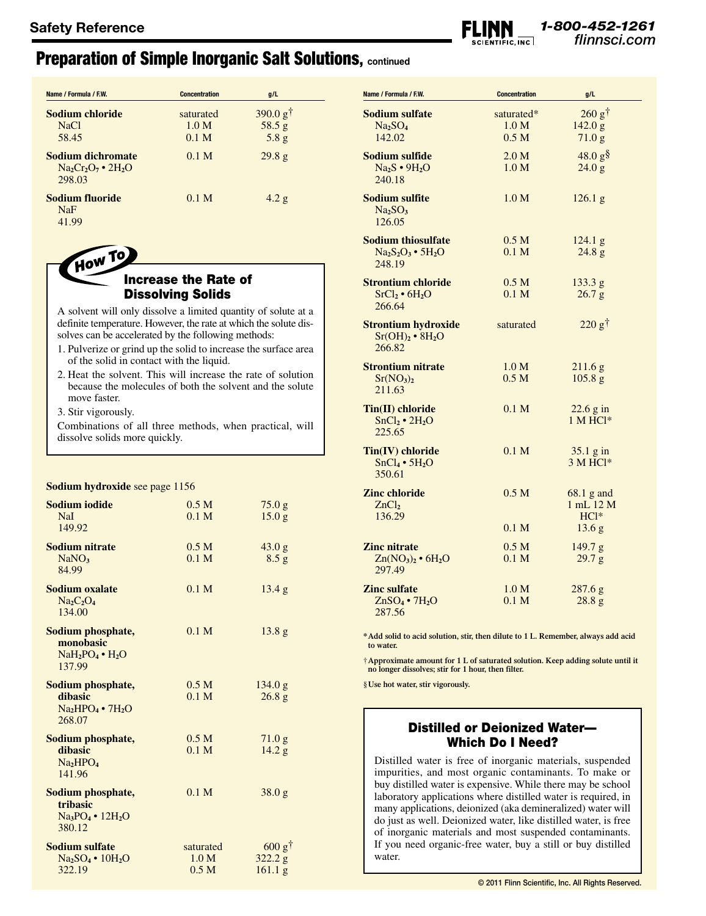# Preparation of Simple Inorganic Salt Solutions, continued

| Name / Formula / F.W. | Concentration | g/L |
|---|---|---|
| **Sodium chloride** $NaCl$ 58.45 | saturated | 390.0 g† |
| | 1.0 M | 58.5 g |
| | 0.1 M | 5.8 g |
| **Sodium dichromate** $Na_2Cr_2O_7 \cdot 2H_2O$ 298.03 | 0.1 M | 29.8 g |
| **Sodium fluoride** $NaF$ 41.99 | 0.1 M | 4.2 g |

## How To Increase the Rate of Dissolving Solids

A solvent will only dissolve a limited quantity of solute at a definite temperature. However, the rate at which the solute dissolves can be accelerated by the following methods:

1. Pulverize or grind up the solid to increase the surface area of the solid in contact with the liquid.
2. Heat the solvent. This will increase the rate of solution because the molecules of both the solvent and the solute move faster.
3. Stir vigorously.

Combinations of all three methods, when practical, will dissolve solids more quickly.

**Sodium hydroxide** see page 1156

| Name / Formula / F.W. | Concentration | g/L |
|---|---|---|
| **Sodium iodide** $NaI$ 149.92 | 0.5 M | 75.0 g |
| | 0.1 M | 15.0 g |
| **Sodium nitrate** $NaNO_3$ 84.99 | 0.5 M | 43.0 g |
| | 0.1 M | 8.5 g |
| **Sodium oxalate** $Na_2C_2O_4$ 134.00 | 0.1 M | 13.4 g |
| **Sodium phosphate, monobasic** $NaH_2PO_4 \cdot H_2O$ 137.99 | 0.1 M | 13.8 g |
| **Sodium phosphate, dibasic** $Na_2HPO_4 \cdot 7H_2O$ 268.07 | 0.5 M | 134.0 g |
| | 0.1 M | 26.8 g |
| **Sodium phosphate, dibasic** $Na_2HPO_4$ 141.96 | 0.5 M | 71.0 g |
| | 0.1 M | 14.2 g |
| **Sodium phosphate, tribasic** $Na_3PO_4 \cdot 12H_2O$ 380.12 | 0.1 M | 38.0 g |
| **Sodium sulfate** $Na_2SO_4 \cdot 10H_2O$ 322.19 | saturated | 600 g† |
| | 1.0 M | 322.2 g |
| | 0.5 M | 161.1 g |
| **Sodium sulfate** $Na_2SO_4$ 142.02 | saturated* | 260 g† |
| | 1.0 M | 142.0 g |
| | 0.5 M | 71.0 g |
| **Sodium sulfide** $Na_2S \cdot 9H_2O$ 240.18 | 2.0 M | 48.0 g§ |
| | 1.0 M | 24.0 g |
| **Sodium sulfite** $Na_2SO_3$ 126.05 | 1.0 M | 126.1 g |
| **Sodium thiosulfate** $Na_2S_2O_3 \cdot 5H_2O$ 248.19 | 0.5 M | 124.1 g |
| | 0.1 M | 24.8 g |
| **Strontium chloride** $SrCl_2 \cdot 6H_2O$ 266.64 | 0.5 M | 133.3 g |
| | 0.1 M | 26.7 g |
| **Strontium hydroxide** $Sr(OH)_2 \cdot 8H_2O$ 266.82 | saturated | 220 g† |
| **Strontium nitrate** $Sr(NO_3)_2$ 211.63 | 1.0 M | 211.6 g |
| | 0.5 M | 105.8 g |
| **Tin(II) chloride** $SnCl_2 \cdot 2H_2O$ 225.65 | 0.1 M | 22.6 g in 1 M HCl* |
| **Tin(IV) chloride** $SnCl_4 \cdot 5H_2O$ 350.61 | 0.1 M | 35.1 g in 3 M HCl* |
| **Zinc chloride** $ZnCl_2$ 136.29 | 0.5 M | 68.1 g and 1 mL 12 M HCl* |
| | 0.1 M | 13.6 g |
| **Zinc nitrate** $Zn(NO_3)_2 \cdot 6H_2O$ 297.49 | 0.5 M | 149.7 g |
| | 0.1 M | 29.7 g |
| **Zinc sulfate** $ZnSO_4 \cdot 7H_2O$ 287.56 | 1.0 M | 287.6 g |
| | 0.1 M | 28.8 g |

**\* Add solid to acid solution, stir, then dilute to 1 L. Remember, always add acid to water.**

**† Approximate amount for 1 L of saturated solution. Keep adding solute until it no longer dissolves; stir for 1 hour, then filter.**

**§ Use hot water, stir vigorously.**

## Distilled or Deionized Water—Which Do I Need?

Distilled water is free of inorganic materials, suspended impurities, and most organic contaminants. To make or buy distilled water is expensive. While there may be school laboratory applications where distilled water is required, in many applications, deionized (aka demineralized) water will do just as well. Deionized water, like distilled water, is free of inorganic materials and most suspended contaminants. If you need organic-free water, buy a still or buy distilled water.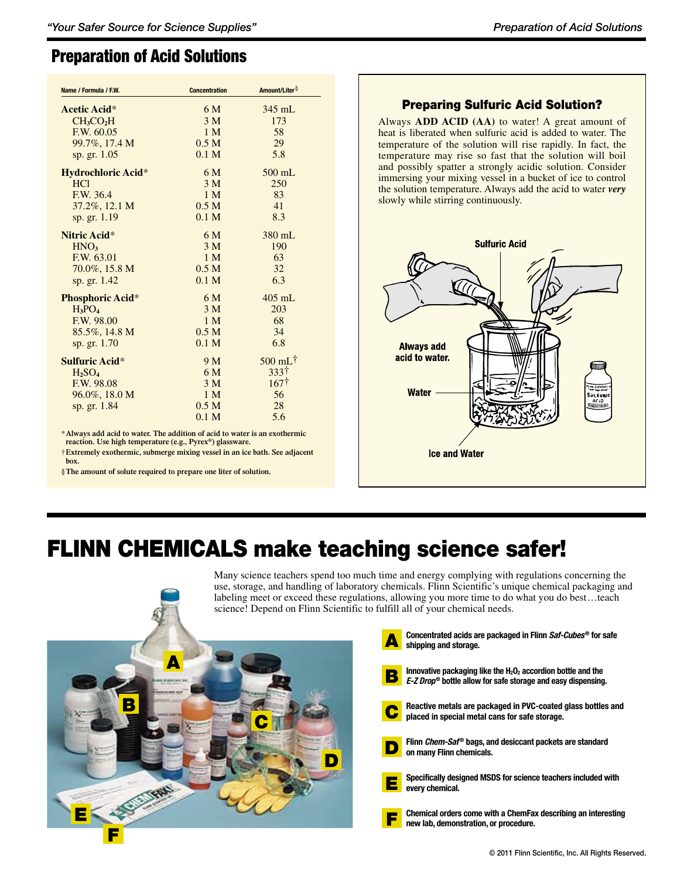## Preparation of Acid Solutions

| Name / Formula / F.W. | Concentration | Amount/Liter§ |
|---|---|---|
| **Acetic Acid*** | 6 M | 345 mL |
| $CH_3CO_2H$ | 3 M | 173 |
| F.W. 60.05 | 1 M | 58 |
| 99.7%, 17.4 M | 0.5 M | 29 |
| sp. gr. 1.05 | 0.1 M | 5.8 |
| **Hydrochloric Acid*** | 6 M | 500 mL |
| HCl | 3 M | 250 |
| F.W. 36.4 | 1 M | 83 |
| 37.2%, 12.1 M | 0.5 M | 41 |
| sp. gr. 1.19 | 0.1 M | 8.3 |
| **Nitric Acid*** | 6 M | 380 mL |
| $HNO_3$ | 3 M | 190 |
| F.W. 63.01 | 1 M | 63 |
| 70.0%, 15.8 M | 0.5 M | 32 |
| sp. gr. 1.42 | 0.1 M | 6.3 |
| **Phosphoric Acid*** | 6 M | 405 mL |
| $H_3PO_4$ | 3 M | 203 |
| F.W. 98.00 | 1 M | 68 |
| 85.5%, 14.8 M | 0.5 M | 34 |
| sp. gr. 1.70 | 0.1 M | 6.8 |
| **Sulfuric Acid*** | 9 M | 500 mL† |
| $H_2SO_4$ | 6 M | 333† |
| F.W. 98.08 | 3 M | 167† |
| 96.0%, 18.0 M | 1 M | 56 |
| sp. gr. 1.84 | 0.5 M | 28 |
| | 0.1 M | 5.6 |

**\*Always add acid to water. The addition of acid to water is an exothermic reaction. Use high temperature (e.g., Pyrex®) glassware.**

**†Extremely exothermic, submerge mixing vessel in an ice bath. See adjacent box.**

**§The amount of solute required to prepare one liter of solution.**

### Preparing Sulfuric Acid Solution?

Always **ADD ACID (AA)** to water! A great amount of heat is liberated when sulfuric acid is added to water. The temperature of the solution will rise rapidly. In fact, the temperature may rise so fast that the solution will boil and possibly spatter a strongly acidic solution. Consider immersing your mixing vessel in a bucket of ice to control the solution temperature. Always add the acid to water ***very*** slowly while stirring continuously.

Sulfuric Acid

Always add acid to water.

Water

Ice and Water

# FLINN CHEMICALS make teaching science safer!

Many science teachers spend too much time and energy complying with regulations concerning the use, storage, and handling of laboratory chemicals. Flinn Scientific's unique chemical packaging and labeling meet or exceed these regulations, allowing you more time to do what you do best…teach science! Depend on Flinn Scientific to fulfill all of your chemical needs.

- **A** Concentrated acids are packaged in Flinn ***Saf-Cubes®*** for safe shipping and storage.
- **B** Innovative packaging like the $H_2O_2$ accordion bottle and the ***E-Z Drop®*** bottle allow for safe storage and easy dispensing.
- **C** Reactive metals are packaged in PVC-coated glass bottles and placed in special metal cans for safe storage.
- **D** Flinn ***Chem-Saf®*** bags, and desiccant packets are standard on many Flinn chemicals.
- **E** Specifically designed MSDS for science teachers included with every chemical.
- **F** Chemical orders come with a ChemFax describing an interesting new lab, demonstration, or procedure.

© 2011 Flinn Scientific, Inc. All Rights Reserved.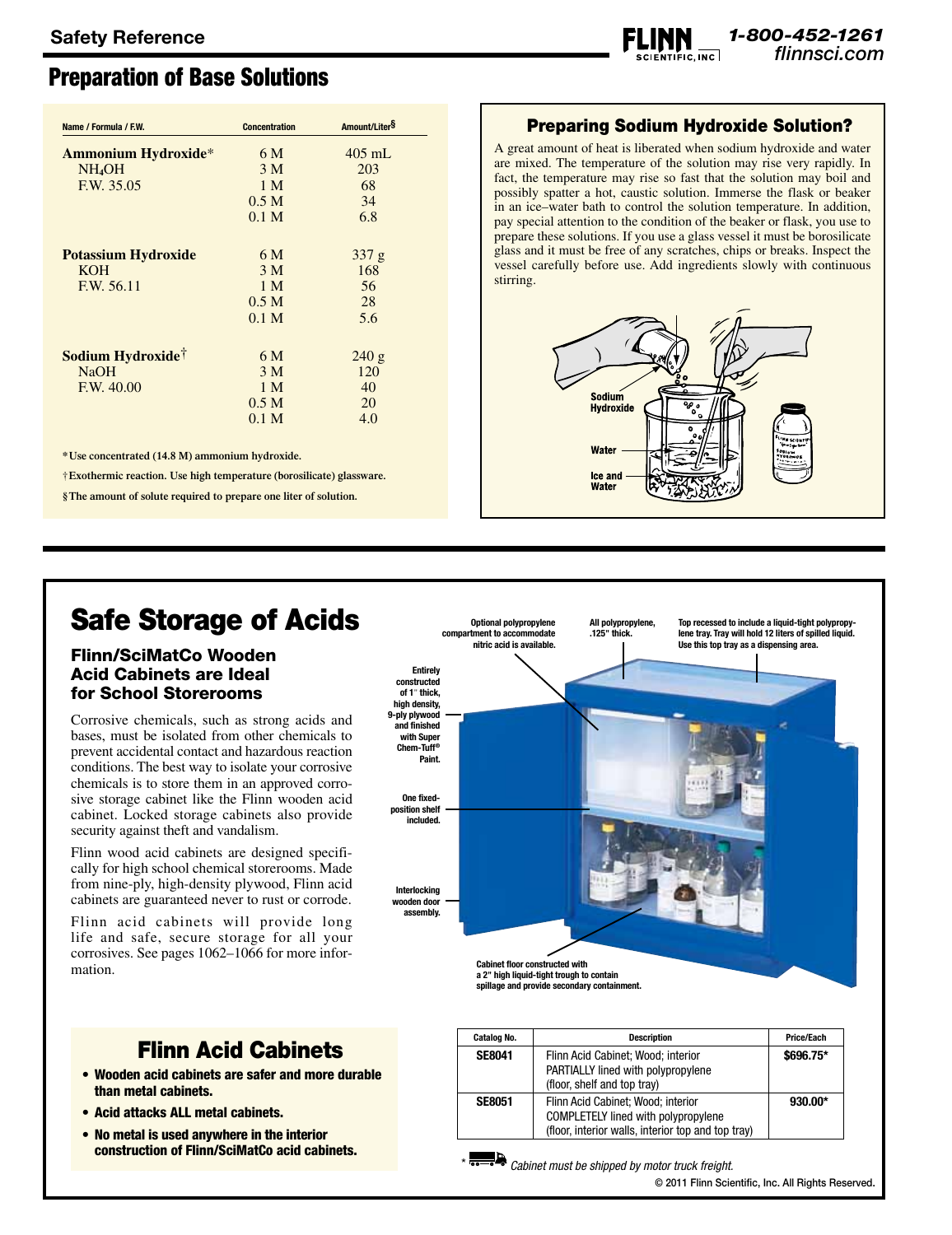Safety Reference

# Preparation of Base Solutions

| Name / Formula / F.W. | Concentration | Amount/Liter§ |
|---|---|---|
| **Ammonium Hydroxide*** | 6 M | 405 mL |
| $NH_4OH$ | 3 M | 203 |
| F.W. 35.05 | 1 M | 68 |
| | 0.5 M | 34 |
| | 0.1 M | 6.8 |
| **Potassium Hydroxide** | 6 M | 337 g |
| KOH | 3 M | 168 |
| F.W. 56.11 | 1 M | 56 |
| | 0.5 M | 28 |
| | 0.1 M | 5.6 |
| **Sodium Hydroxide†** | 6 M | 240 g |
| NaOH | 3 M | 120 |
| F.W. 40.00 | 1 M | 40 |
| | 0.5 M | 20 |
| | 0.1 M | 4.0 |

**\*Use concentrated (14.8 M) ammonium hydroxide.**

**†Exothermic reaction. Use high temperature (borosilicate) glassware.**

**§The amount of solute required to prepare one liter of solution.**

## Preparing Sodium Hydroxide Solution?

A great amount of heat is liberated when sodium hydroxide and water are mixed. The temperature of the solution may rise very rapidly. In fact, the temperature may rise so fast that the solution may boil and possibly spatter a hot, caustic solution. Immerse the flask or beaker in an ice–water bath to control the solution temperature. In addition, pay special attention to the condition of the beaker or flask, you use to prepare these solutions. If you use a glass vessel it must be borosilicate glass and it must be free of any scratches, chips or breaks. Inspect the vessel carefully before use. Add ingredients slowly with continuous stirring.

Sodium Hydroxide

Water

Ice and Water

# Safe Storage of Acids

### Flinn/SciMatCo Wooden Acid Cabinets are Ideal for School Storerooms

Corrosive chemicals, such as strong acids and bases, must be isolated from other chemicals to prevent accidental contact and hazardous reaction conditions. The best way to isolate your corrosive chemicals is to store them in an approved corrosive storage cabinet like the Flinn wooden acid cabinet. Locked storage cabinets also provide security against theft and vandalism.

Flinn wood acid cabinets are designed specifically for high school chemical storerooms. Made from nine-ply, high-density plywood, Flinn acid cabinets are guaranteed never to rust or corrode.

Flinn acid cabinets will provide long life and safe, secure storage for all your corrosives. See pages 1062–1066 for more information.

Optional polypropylene compartment to accommodate nitric acid is available.

All polypropylene, .125" thick.

Top recessed to include a liquid-tight polypropylene tray. Tray will hold 12 liters of spilled liquid. Use this top tray as a dispensing area.

Entirely constructed of 1" thick, high density, 9-ply plywood and finished with Super Chem-Tuff® Paint.

One fixed-position shelf included.

Interlocking wooden door assembly.

Cabinet floor constructed with a 2" high liquid-tight trough to contain spillage and provide secondary containment.

## Flinn Acid Cabinets

- **Wooden acid cabinets are safer and more durable than metal cabinets.**
- **Acid attacks ALL metal cabinets.**
- **No metal is used anywhere in the interior construction of Flinn/SciMatCo acid cabinets.**

| Catalog No. | Description | Price/Each |
|---|---|---|
| **SE8041** | Flinn Acid Cabinet; Wood; interior PARTIALLY lined with polypropylene (floor, shelf and top tray) | **$696.75*** |
| **SE8051** | Flinn Acid Cabinet; Wood; interior COMPLETELY lined with polypropylene (floor, interior walls, interior top and top tray) | **930.00*** |

\* *Cabinet must be shipped by motor truck freight.*

© 2011 Flinn Scientific, Inc. All Rights Reserved.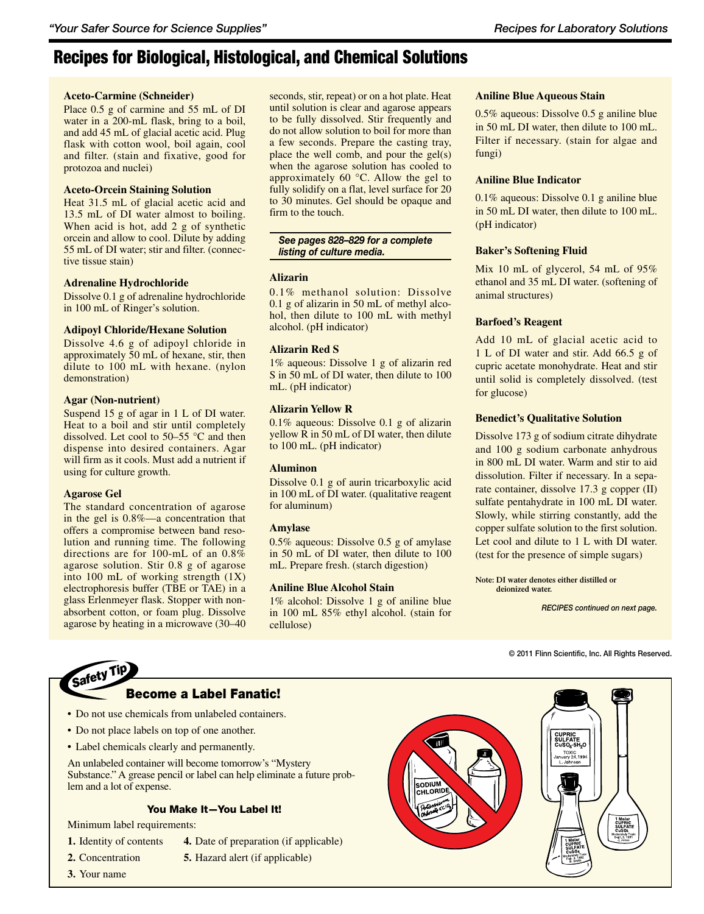# Recipes for Biological, Histological, and Chemical Solutions

**Aceto-Carmine (Schneider)**

Place 0.5 g of carmine and 55 mL of DI water in a 200-mL flask, bring to a boil, and add 45 mL of glacial acetic acid. Plug flask with cotton wool, boil again, cool and filter. (stain and fixative, good for protozoa and nuclei)

**Aceto-Orcein Staining Solution**

Heat 31.5 mL of glacial acetic acid and 13.5 mL of DI water almost to boiling. When acid is hot, add 2 g of synthetic orcein and allow to cool. Dilute by adding 55 mL of DI water; stir and filter. (connective tissue stain)

**Adrenaline Hydrochloride**

Dissolve 0.1 g of adrenaline hydrochloride in 100 mL of Ringer's solution.

**Adipoyl Chloride/Hexane Solution**

Dissolve 4.6 g of adipoyl chloride in approximately 50 mL of hexane, stir, then dilute to 100 mL with hexane. (nylon demonstration)

**Agar (Non-nutrient)**

Suspend 15 g of agar in 1 L of DI water. Heat to a boil and stir until completely dissolved. Let cool to 50–55 °C and then dispense into desired containers. Agar will firm as it cools. Must add a nutrient if using for culture growth.

**Agarose Gel**

The standard concentration of agarose in the gel is 0.8%—a concentration that offers a compromise between band resolution and running time. The following directions are for 100-mL of an 0.8% agarose solution. Stir 0.8 g of agarose into 100 mL of working strength (1X) electrophoresis buffer (TBE or TAE) in a glass Erlenmeyer flask. Stopper with nonabsorbent cotton, or foam plug. Dissolve agarose by heating in a microwave (30–40 seconds, stir, repeat) or on a hot plate. Heat until solution is clear and agarose appears to be fully dissolved. Stir frequently and do not allow solution to boil for more than a few seconds. Prepare the casting tray, place the well comb, and pour the gel(s) when the agarose solution has cooled to approximately 60 °C. Allow the gel to fully solidify on a flat, level surface for 20 to 30 minutes. Gel should be opaque and firm to the touch.

***See pages 828–829 for a complete listing of culture media.***

**Alizarin**

0.1% methanol solution: Dissolve 0.1 g of alizarin in 50 mL of methyl alcohol, then dilute to 100 mL with methyl alcohol. (pH indicator)

**Alizarin Red S**

1% aqueous: Dissolve 1 g of alizarin red S in 50 mL of DI water, then dilute to 100 mL. (pH indicator)

**Alizarin Yellow R**

0.1% aqueous: Dissolve 0.1 g of alizarin yellow R in 50 mL of DI water, then dilute to 100 mL. (pH indicator)

**Aluminon**

Dissolve 0.1 g of aurin tricarboxylic acid in 100 mL of DI water. (qualitative reagent for aluminum)

**Amylase**

0.5% aqueous: Dissolve 0.5 g of amylase in 50 mL of DI water, then dilute to 100 mL. Prepare fresh. (starch digestion)

**Aniline Blue Alcohol Stain**

1% alcohol: Dissolve 1 g of aniline blue in 100 mL 85% ethyl alcohol. (stain for cellulose)

**Aniline Blue Aqueous Stain**

0.5% aqueous: Dissolve 0.5 g aniline blue in 50 mL DI water, then dilute to 100 mL. Filter if necessary. (stain for algae and fungi)

**Aniline Blue Indicator**

0.1% aqueous: Dissolve 0.1 g aniline blue in 50 mL DI water, then dilute to 100 mL. (pH indicator)

**Baker's Softening Fluid**

Mix 10 mL of glycerol, 54 mL of 95% ethanol and 35 mL DI water. (softening of animal structures)

**Barfoed's Reagent**

Add 10 mL of glacial acetic acid to 1 L of DI water and stir. Add 66.5 g of cupric acetate monohydrate. Heat and stir until solid is completely dissolved. (test for glucose)

**Benedict's Qualitative Solution**

Dissolve 173 g of sodium citrate dihydrate and 100 g sodium carbonate anhydrous in 800 mL DI water. Warm and stir to aid dissolution. Filter if necessary. In a separate container, dissolve 17.3 g copper (II) sulfate pentahydrate in 100 mL DI water. Slowly, while stirring constantly, add the copper sulfate solution to the first solution. Let cool and dilute to 1 L with DI water. (test for the presence of simple sugars)

**Note: DI water denotes either distilled or deionized water.**

*RECIPES continued on next page.*

© 2011 Flinn Scientific, Inc. All Rights Reserved.

## Safety Tip

### Become a Label Fanatic!

- Do not use chemicals from unlabeled containers.
- Do not place labels on top of one another.
- Label chemicals clearly and permanently.

An unlabeled container will become tomorrow's "Mystery Substance." A grease pencil or label can help eliminate a future problem and a lot of expense.

**You Make It—You Label It!**

Minimum label requirements:

1. Identity of contents
2. Concentration
3. Your name
4. Date of preparation (if applicable)
5. Hazard alert (if applicable)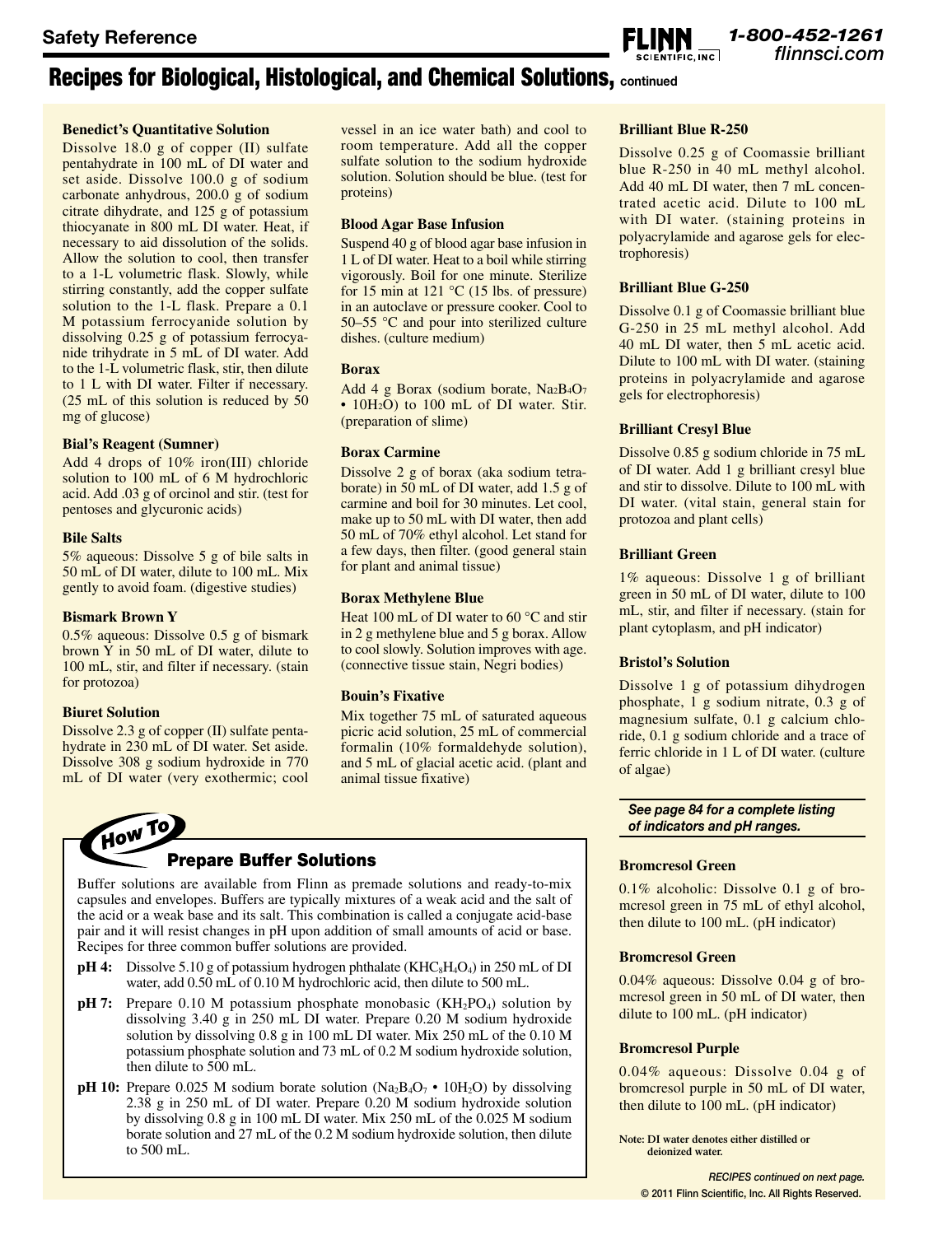## Recipes for Biological, Histological, and Chemical Solutions, continued

### Benedict's Quantitative Solution

Dissolve 18.0 g of copper (II) sulfate pentahydrate in 100 mL of DI water and set aside. Dissolve 100.0 g of sodium carbonate anhydrous, 200.0 g of sodium citrate dihydrate, and 125 g of potassium thiocyanate in 800 mL DI water. Heat, if necessary to aid dissolution of the solids. Allow the solution to cool, then transfer to a 1-L volumetric flask. Slowly, while stirring constantly, add the copper sulfate solution to the 1-L flask. Prepare a 0.1 M potassium ferrocyanide solution by dissolving 0.25 g of potassium ferrocyanide trihydrate in 5 mL of DI water. Add to the 1-L volumetric flask, stir, then dilute to 1 L with DI water. Filter if necessary. (25 mL of this solution is reduced by 50 mg of glucose)

### Bial's Reagent (Sumner)

Add 4 drops of 10% iron(III) chloride solution to 100 mL of 6 M hydrochloric acid. Add .03 g of orcinol and stir. (test for pentoses and glycuronic acids)

### Bile Salts

5% aqueous: Dissolve 5 g of bile salts in 50 mL of DI water, dilute to 100 mL. Mix gently to avoid foam. (digestive studies)

### Bismark Brown Y

0.5% aqueous: Dissolve 0.5 g of bismark brown Y in 50 mL of DI water, dilute to 100 mL, stir, and filter if necessary. (stain for protozoa)

### Biuret Solution

Dissolve 2.3 g of copper (II) sulfate pentahydrate in 230 mL of DI water. Set aside. Dissolve 308 g sodium hydroxide in 770 mL of DI water (very exothermic; cool vessel in an ice water bath) and cool to room temperature. Add all the copper sulfate solution to the sodium hydroxide solution. Solution should be blue. (test for proteins)

### Blood Agar Base Infusion

Suspend 40 g of blood agar base infusion in 1 L of DI water. Heat to a boil while stirring vigorously. Boil for one minute. Sterilize for 15 min at 121 °C (15 lbs. of pressure) in an autoclave or pressure cooker. Cool to 50–55 °C and pour into sterilized culture dishes. (culture medium)

### Borax

Add 4 g Borax (sodium borate, $Na_2B_4O_7 \cdot 10H_2O$) to 100 mL of DI water. Stir. (preparation of slime)

### Borax Carmine

Dissolve 2 g of borax (aka sodium tetraborate) in 50 mL of DI water, add 1.5 g of carmine and boil for 30 minutes. Let cool, make up to 50 mL with DI water, then add 50 mL of 70% ethyl alcohol. Let stand for a few days, then filter. (good general stain for plant and animal tissue)

### Borax Methylene Blue

Heat 100 mL of DI water to 60 °C and stir in 2 g methylene blue and 5 g borax. Allow to cool slowly. Solution improves with age. (connective tissue stain, Negri bodies)

### Bouin's Fixative

Mix together 75 mL of saturated aqueous picric acid solution, 25 mL of commercial formalin (10% formaldehyde solution), and 5 mL of glacial acetic acid. (plant and animal tissue fixative)

### How To Prepare Buffer Solutions

Buffer solutions are available from Flinn as premade solutions and ready-to-mix capsules and envelopes. Buffers are typically mixtures of a weak acid and the salt of the acid or a weak base and its salt. This combination is called a conjugate acid-base pair and it will resist changes in pH upon addition of small amounts of acid or base. Recipes for three common buffer solutions are provided.

- **pH 4:** Dissolve 5.10 g of potassium hydrogen phthalate ($KHC_8H_4O_4$) in 250 mL of DI water, add 0.50 mL of 0.10 M hydrochloric acid, then dilute to 500 mL.
- **pH 7:** Prepare 0.10 M potassium phosphate monobasic ($KH_2PO_4$) solution by dissolving 3.40 g in 250 mL DI water. Prepare 0.20 M sodium hydroxide solution by dissolving 0.8 g in 100 mL DI water. Mix 250 mL of the 0.10 M potassium phosphate solution and 73 mL of 0.2 M sodium hydroxide solution, then dilute to 500 mL.
- **pH 10:** Prepare 0.025 M sodium borate solution ($Na_2B_4O_7 \cdot 10H_2O$) by dissolving 2.38 g in 250 mL of DI water. Prepare 0.20 M sodium hydroxide solution by dissolving 0.8 g in 100 mL DI water. Mix 250 mL of the 0.025 M sodium borate solution and 27 mL of the 0.2 M sodium hydroxide solution, then dilute to 500 mL.

### Brilliant Blue R-250

Dissolve 0.25 g of Coomassie brilliant blue R-250 in 40 mL methyl alcohol. Add 40 mL DI water, then 7 mL concentrated acetic acid. Dilute to 100 mL with DI water. (staining proteins in polyacrylamide and agarose gels for electrophoresis)

### Brilliant Blue G-250

Dissolve 0.1 g of Coomassie brilliant blue G-250 in 25 mL methyl alcohol. Add 40 mL DI water, then 5 mL acetic acid. Dilute to 100 mL with DI water. (staining proteins in polyacrylamide and agarose gels for electrophoresis)

### Brilliant Cresyl Blue

Dissolve 0.85 g sodium chloride in 75 mL of DI water. Add 1 g brilliant cresyl blue and stir to dissolve. Dilute to 100 mL with DI water. (vital stain, general stain for protozoa and plant cells)

### Brilliant Green

1% aqueous: Dissolve 1 g of brilliant green in 50 mL of DI water, dilute to 100 mL, stir, and filter if necessary. (stain for plant cytoplasm, and pH indicator)

### Bristol's Solution

Dissolve 1 g of potassium dihydrogen phosphate, 1 g sodium nitrate, 0.3 g of magnesium sulfate, 0.1 g calcium chloride, 0.1 g sodium chloride and a trace of ferric chloride in 1 L of DI water. (culture of algae)

*See page 84 for a complete listing of indicators and pH ranges.*

### Bromcresol Green

0.1% alcoholic: Dissolve 0.1 g of bromcresol green in 75 mL of ethyl alcohol, then dilute to 100 mL. (pH indicator)

### Bromcresol Green

0.04% aqueous: Dissolve 0.04 g of bromcresol green in 50 mL of DI water, then dilute to 100 mL. (pH indicator)

### Bromcresol Purple

0.04% aqueous: Dissolve 0.04 g of bromcresol purple in 50 mL of DI water, then dilute to 100 mL. (pH indicator)

**Note: DI water denotes either distilled or deionized water.**

*RECIPES continued on next page.*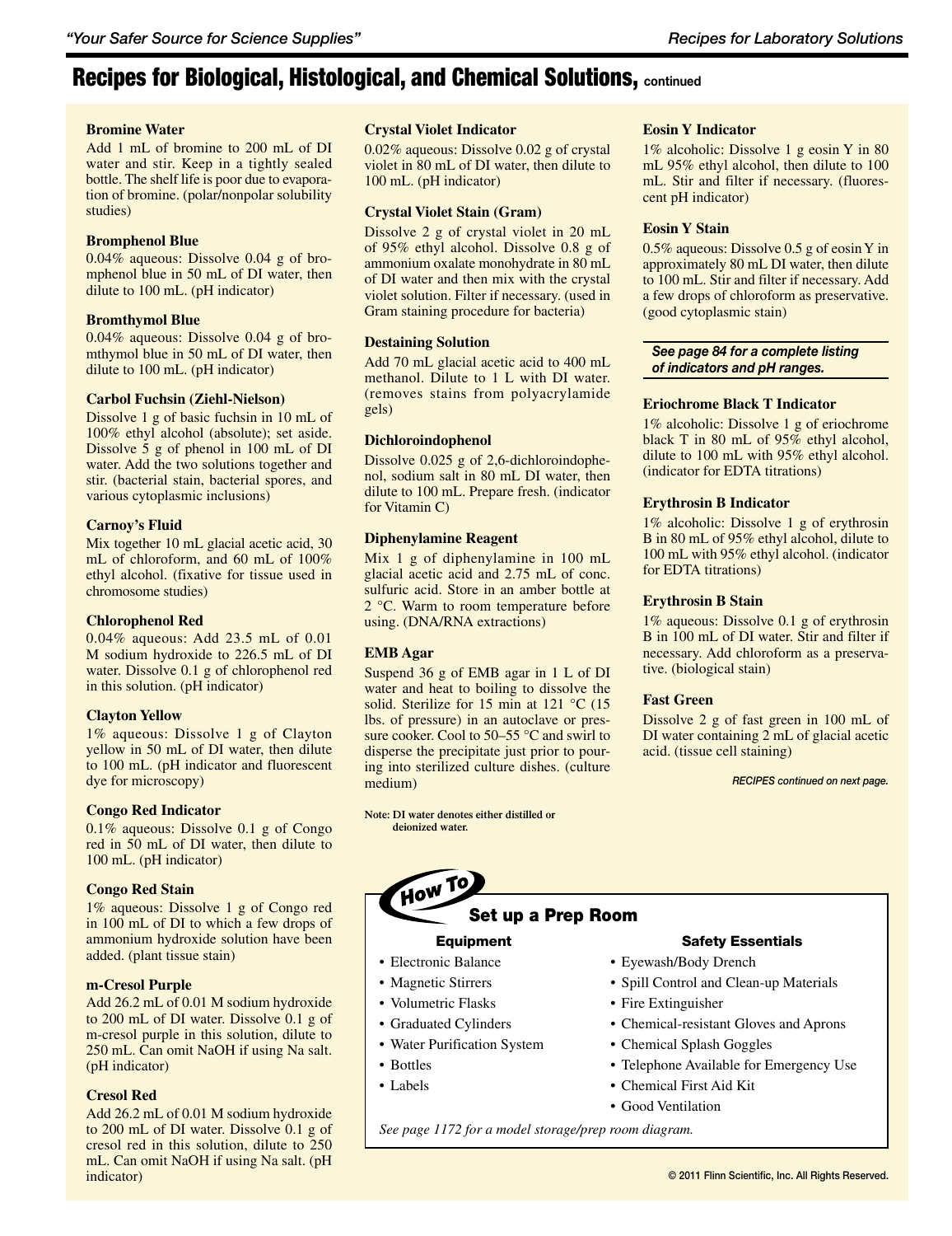# Recipes for Biological, Histological, and Chemical Solutions, continued

**Bromine Water**

Add 1 mL of bromine to 200 mL of DI water and stir. Keep in a tightly sealed bottle. The shelf life is poor due to evaporation of bromine. (polar/nonpolar solubility studies)

**Bromphenol Blue**

0.04% aqueous: Dissolve 0.04 g of bromphenol blue in 50 mL of DI water, then dilute to 100 mL. (pH indicator)

**Bromthymol Blue**

0.04% aqueous: Dissolve 0.04 g of bromthymol blue in 50 mL of DI water, then dilute to 100 mL. (pH indicator)

**Carbol Fuchsin (Ziehl-Nielson)**

Dissolve 1 g of basic fuchsin in 10 mL of 100% ethyl alcohol (absolute); set aside. Dissolve 5 g of phenol in 100 mL of DI water. Add the two solutions together and stir. (bacterial stain, bacterial spores, and various cytoplasmic inclusions)

**Carnoy's Fluid**

Mix together 10 mL glacial acetic acid, 30 mL of chloroform, and 60 mL of 100% ethyl alcohol. (fixative for tissue used in chromosome studies)

**Chlorophenol Red**

0.04% aqueous: Add 23.5 mL of 0.01 M sodium hydroxide to 226.5 mL of DI water. Dissolve 0.1 g of chlorophenol red in this solution. (pH indicator)

**Clayton Yellow**

1% aqueous: Dissolve 1 g of Clayton yellow in 50 mL of DI water, then dilute to 100 mL. (pH indicator and fluorescent dye for microscopy)

**Congo Red Indicator**

0.1% aqueous: Dissolve 0.1 g of Congo red in 50 mL of DI water, then dilute to 100 mL. (pH indicator)

**Congo Red Stain**

1% aqueous: Dissolve 1 g of Congo red in 100 mL of DI to which a few drops of ammonium hydroxide solution have been added. (plant tissue stain)

**m-Cresol Purple**

Add 26.2 mL of 0.01 M sodium hydroxide to 200 mL of DI water. Dissolve 0.1 g of m-cresol purple in this solution, dilute to 250 mL. Can omit NaOH if using Na salt. (pH indicator)

**Cresol Red**

Add 26.2 mL of 0.01 M sodium hydroxide to 200 mL of DI water. Dissolve 0.1 g of cresol red in this solution, dilute to 250 mL. Can omit NaOH if using Na salt. (pH indicator)

**Crystal Violet Indicator**

0.02% aqueous: Dissolve 0.02 g of crystal violet in 80 mL of DI water, then dilute to 100 mL. (pH indicator)

**Crystal Violet Stain (Gram)**

Dissolve 2 g of crystal violet in 20 mL of 95% ethyl alcohol. Dissolve 0.8 g of ammonium oxalate monohydrate in 80 mL of DI water and then mix with the crystal violet solution. Filter if necessary. (used in Gram staining procedure for bacteria)

**Destaining Solution**

Add 70 mL glacial acetic acid to 400 mL methanol. Dilute to 1 L with DI water. (removes stains from polyacrylamide gels)

**Dichloroindophenol**

Dissolve 0.025 g of 2,6-dichloroindophenol, sodium salt in 80 mL DI water, then dilute to 100 mL. Prepare fresh. (indicator for Vitamin C)

**Diphenylamine Reagent**

Mix 1 g of diphenylamine in 100 mL glacial acetic acid and 2.75 mL of conc. sulfuric acid. Store in an amber bottle at 2 °C. Warm to room temperature before using. (DNA/RNA extractions)

**EMB Agar**

Suspend 36 g of EMB agar in 1 L of DI water and heat to boiling to dissolve the solid. Sterilize for 15 min at 121 °C (15 lbs. of pressure) in an autoclave or pressure cooker. Cool to 50–55 °C and swirl to disperse the precipitate just prior to pouring into sterilized culture dishes. (culture medium)

**Note: DI water denotes either distilled or deionized water.**

**Eosin Y Indicator**

1% alcoholic: Dissolve 1 g eosin Y in 80 mL 95% ethyl alcohol, then dilute to 100 mL. Stir and filter if necessary. (fluorescent pH indicator)

**Eosin Y Stain**

0.5% aqueous: Dissolve 0.5 g of eosin Y in approximately 80 mL DI water, then dilute to 100 mL. Stir and filter if necessary. Add a few drops of chloroform as preservative. (good cytoplasmic stain)

***See page 84 for a complete listing of indicators and pH ranges.***

**Eriochrome Black T Indicator**

1% alcoholic: Dissolve 1 g of eriochrome black T in 80 mL of 95% ethyl alcohol, dilute to 100 mL with 95% ethyl alcohol. (indicator for EDTA titrations)

**Erythrosin B Indicator**

1% alcoholic: Dissolve 1 g of erythrosin B in 80 mL of 95% ethyl alcohol, dilute to 100 mL with 95% ethyl alcohol. (indicator for EDTA titrations)

**Erythrosin B Stain**

1% aqueous: Dissolve 0.1 g of erythrosin B in 100 mL of DI water. Stir and filter if necessary. Add chloroform as a preservative. (biological stain)

**Fast Green**

Dissolve 2 g of fast green in 100 mL of DI water containing 2 mL of glacial acetic acid. (tissue cell staining)

*RECIPES continued on next page.*

## How To Set up a Prep Room

**Equipment**

- Electronic Balance
- Magnetic Stirrers
- Volumetric Flasks
- Graduated Cylinders
- Water Purification System
- Bottles
- Labels

**Safety Essentials**

- Eyewash/Body Drench
- Spill Control and Clean-up Materials
- Fire Extinguisher
- Chemical-resistant Gloves and Aprons
- Chemical Splash Goggles
- Telephone Available for Emergency Use
- Chemical First Aid Kit
- Good Ventilation

*See page 1172 for a model storage/prep room diagram.*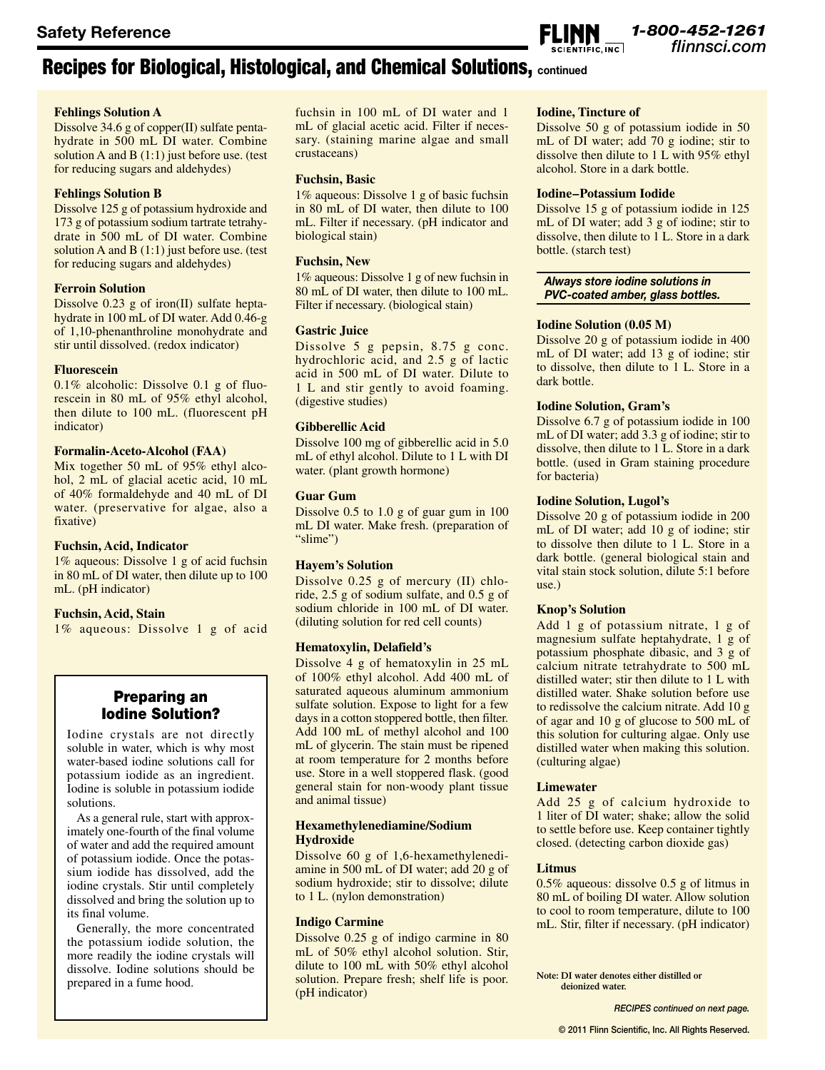## Recipes for Biological, Histological, and Chemical Solutions, continued

**Fehlings Solution A**
Dissolve 34.6 g of copper(II) sulfate pentahydrate in 500 mL DI water. Combine solution A and B (1:1) just before use. (test for reducing sugars and aldehydes)

**Fehlings Solution B**
Dissolve 125 g of potassium hydroxide and 173 g of potassium sodium tartrate tetrahydrate in 500 mL of DI water. Combine solution A and B (1:1) just before use. (test for reducing sugars and aldehydes)

**Ferroin Solution**
Dissolve 0.23 g of iron(II) sulfate heptahydrate in 100 mL of DI water. Add 0.46-g of 1,10-phenanthroline monohydrate and stir until dissolved. (redox indicator)

**Fluorescein**
0.1% alcoholic: Dissolve 0.1 g of fluorescein in 80 mL of 95% ethyl alcohol, then dilute to 100 mL. (fluorescent pH indicator)

**Formalin-Aceto-Alcohol (FAA)**
Mix together 50 mL of 95% ethyl alcohol, 2 mL of glacial acetic acid, 10 mL of 40% formaldehyde and 40 mL of DI water. (preservative for algae, also a fixative)

**Fuchsin, Acid, Indicator**
1% aqueous: Dissolve 1 g of acid fuchsin in 80 mL of DI water, then dilute up to 100 mL. (pH indicator)

**Fuchsin, Acid, Stain**
1% aqueous: Dissolve 1 g of acid fuchsin in 100 mL of DI water and 1 mL of glacial acetic acid. Filter if necessary. (staining marine algae and small crustaceans)

**Fuchsin, Basic**
1% aqueous: Dissolve 1 g of basic fuchsin in 80 mL of DI water, then dilute to 100 mL. Filter if necessary. (pH indicator and biological stain)

**Fuchsin, New**
1% aqueous: Dissolve 1 g of new fuchsin in 80 mL of DI water, then dilute to 100 mL. Filter if necessary. (biological stain)

**Gastric Juice**
Dissolve 5 g pepsin, 8.75 g conc. hydrochloric acid, and 2.5 g of lactic acid in 500 mL of DI water. Dilute to 1 L and stir gently to avoid foaming. (digestive studies)

**Gibberellic Acid**
Dissolve 100 mg of gibberellic acid in 5.0 mL of ethyl alcohol. Dilute to 1 L with DI water. (plant growth hormone)

**Guar Gum**
Dissolve 0.5 to 1.0 g of guar gum in 100 mL DI water. Make fresh. (preparation of "slime")

**Hayem's Solution**
Dissolve 0.25 g of mercury (II) chloride, 2.5 g of sodium sulfate, and 0.5 g of sodium chloride in 100 mL of DI water. (diluting solution for red cell counts)

**Hematoxylin, Delafield's**
Dissolve 4 g of hematoxylin in 25 mL of 100% ethyl alcohol. Add 400 mL of saturated aqueous aluminum ammonium sulfate solution. Expose to light for a few days in a cotton stoppered bottle, then filter. Add 100 mL of methyl alcohol and 100 mL of glycerin. The stain must be ripened at room temperature for 2 months before use. Store in a well stoppered flask. (good general stain for non-woody plant tissue and animal tissue)

**Hexamethylenediamine/Sodium Hydroxide**
Dissolve 60 g of 1,6-hexamethylenediamine in 500 mL of DI water; add 20 g of sodium hydroxide; stir to dissolve; dilute to 1 L. (nylon demonstration)

**Indigo Carmine**
Dissolve 0.25 g of indigo carmine in 80 mL of 50% ethyl alcohol solution. Stir, dilute to 100 mL with 50% ethyl alcohol solution. Prepare fresh; shelf life is poor. (pH indicator)

**Iodine, Tincture of**
Dissolve 50 g of potassium iodide in 50 mL of DI water; add 70 g iodine; stir to dissolve then dilute to 1 L with 95% ethyl alcohol. Store in a dark bottle.

**Iodine–Potassium Iodide**
Dissolve 15 g of potassium iodide in 125 mL of DI water; add 3 g of iodine; stir to dissolve, then dilute to 1 L. Store in a dark bottle. (starch test)

***Always store iodine solutions in PVC-coated amber, glass bottles.***

**Iodine Solution (0.05 M)**
Dissolve 20 g of potassium iodide in 400 mL of DI water; add 13 g of iodine; stir to dissolve, then dilute to 1 L. Store in a dark bottle.

**Iodine Solution, Gram's**
Dissolve 6.7 g of potassium iodide in 100 mL of DI water; add 3.3 g of iodine; stir to dissolve, then dilute to 1 L. Store in a dark bottle. (used in Gram staining procedure for bacteria)

**Iodine Solution, Lugol's**
Dissolve 20 g of potassium iodide in 200 mL of DI water; add 10 g of iodine; stir to dissolve then dilute to 1 L. Store in a dark bottle. (general biological stain and vital stain stock solution, dilute 5:1 before use.)

**Knop's Solution**
Add 1 g of potassium nitrate, 1 g of magnesium sulfate heptahydrate, 1 g of potassium phosphate dibasic, and 3 g of calcium nitrate tetrahydrate to 500 mL distilled water; stir then dilute to 1 L with distilled water. Shake solution before use to redissolve the calcium nitrate. Add 10 g of agar and 10 g of glucose to 500 mL of this solution for culturing algae. Only use distilled water when making this solution. (culturing algae)

**Limewater**
Add 25 g of calcium hydroxide to 1 liter of DI water; shake; allow the solid to settle before use. Keep container tightly closed. (detecting carbon dioxide gas)

**Litmus**
0.5% aqueous: dissolve 0.5 g of litmus in 80 mL of boiling DI water. Allow solution to cool to room temperature, dilute to 100 mL. Stir, filter if necessary. (pH indicator)

**Note: DI water denotes either distilled or deionized water.**

### Preparing an Iodine Solution?

Iodine crystals are not directly soluble in water, which is why most water-based iodine solutions call for potassium iodide as an ingredient. Iodine is soluble in potassium iodide solutions.

As a general rule, start with approximately one-fourth of the final volume of water and add the required amount of potassium iodide. Once the potassium iodide has dissolved, add the iodine crystals. Stir until completely dissolved and bring the solution up to its final volume.

Generally, the more concentrated the potassium iodide solution, the more readily the iodine crystals will dissolve. Iodine solutions should be prepared in a fume hood.

*RECIPES continued on next page.*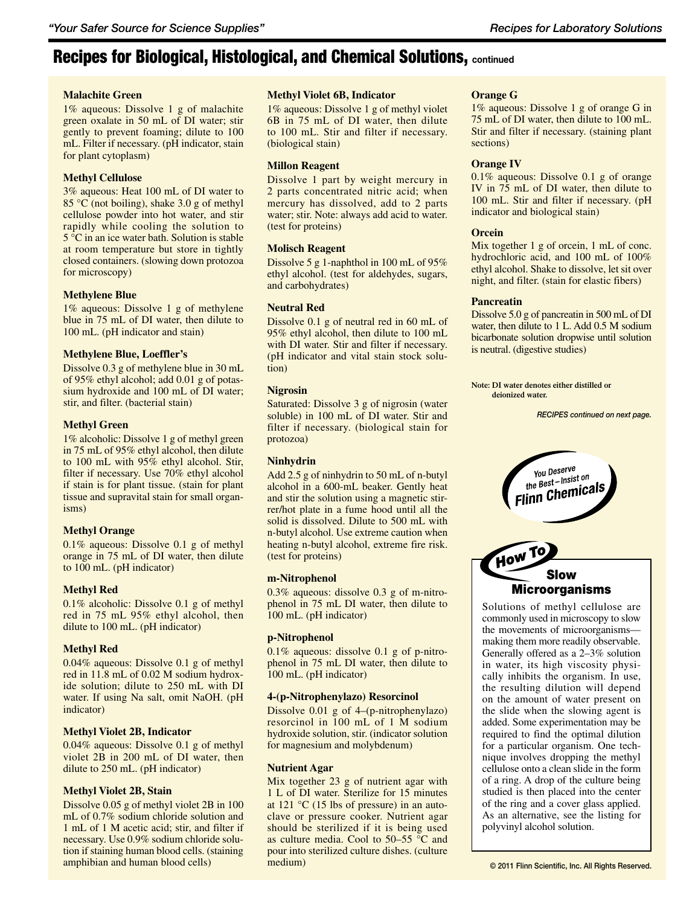# Recipes for Biological, Histological, and Chemical Solutions, continued

### Malachite Green

1% aqueous: Dissolve 1 g of malachite green oxalate in 50 mL of DI water; stir gently to prevent foaming; dilute to 100 mL. Filter if necessary. (pH indicator, stain for plant cytoplasm)

### Methyl Cellulose

3% aqueous: Heat 100 mL of DI water to 85 °C (not boiling), shake 3.0 g of methyl cellulose powder into hot water, and stir rapidly while cooling the solution to 5 °C in an ice water bath. Solution is stable at room temperature but store in tightly closed containers. (slowing down protozoa for microscopy)

### Methylene Blue

1% aqueous: Dissolve 1 g of methylene blue in 75 mL of DI water, then dilute to 100 mL. (pH indicator and stain)

### Methylene Blue, Loeffler's

Dissolve 0.3 g of methylene blue in 30 mL of 95% ethyl alcohol; add 0.01 g of potassium hydroxide and 100 mL of DI water; stir, and filter. (bacterial stain)

### Methyl Green

1% alcoholic: Dissolve 1 g of methyl green in 75 mL of 95% ethyl alcohol, then dilute to 100 mL with 95% ethyl alcohol. Stir, filter if necessary. Use 70% ethyl alcohol if stain is for plant tissue. (stain for plant tissue and supravital stain for small organisms)

### Methyl Orange

0.1% aqueous: Dissolve 0.1 g of methyl orange in 75 mL of DI water, then dilute to 100 mL. (pH indicator)

### Methyl Red

0.1% alcoholic: Dissolve 0.1 g of methyl red in 75 mL 95% ethyl alcohol, then dilute to 100 mL. (pH indicator)

### Methyl Red

0.04% aqueous: Dissolve 0.1 g of methyl red in 11.8 mL of 0.02 M sodium hydroxide solution; dilute to 250 mL with DI water. If using Na salt, omit NaOH. (pH indicator)

### Methyl Violet 2B, Indicator

0.04% aqueous: Dissolve 0.1 g of methyl violet 2B in 200 mL of DI water, then dilute to 250 mL. (pH indicator)

### Methyl Violet 2B, Stain

Dissolve 0.05 g of methyl violet 2B in 100 mL of 0.7% sodium chloride solution and 1 mL of 1 M acetic acid; stir, and filter if necessary. Use 0.9% sodium chloride solution if staining human blood cells. (staining amphibian and human blood cells)

### Methyl Violet 6B, Indicator

1% aqueous: Dissolve 1 g of methyl violet 6B in 75 mL of DI water, then dilute to 100 mL. Stir and filter if necessary. (biological stain)

### Millon Reagent

Dissolve 1 part by weight mercury in 2 parts concentrated nitric acid; when mercury has dissolved, add to 2 parts water; stir. Note: always add acid to water. (test for proteins)

### Molisch Reagent

Dissolve 5 g 1-naphthol in 100 mL of 95% ethyl alcohol. (test for aldehydes, sugars, and carbohydrates)

### Neutral Red

Dissolve 0.1 g of neutral red in 60 mL of 95% ethyl alcohol, then dilute to 100 mL with DI water. Stir and filter if necessary. (pH indicator and vital stain stock solution)

### Nigrosin

Saturated: Dissolve 3 g of nigrosin (water soluble) in 100 mL of DI water. Stir and filter if necessary. (biological stain for protozoa)

### Ninhydrin

Add 2.5 g of ninhydrin to 50 mL of n-butyl alcohol in a 600-mL beaker. Gently heat and stir the solution using a magnetic stirrer/hot plate in a fume hood until all the solid is dissolved. Dilute to 500 mL with n-butyl alcohol. Use extreme caution when heating n-butyl alcohol, extreme fire risk. (test for proteins)

### m-Nitrophenol

0.3% aqueous: dissolve 0.3 g of m-nitrophenol in 75 mL DI water, then dilute to 100 mL. (pH indicator)

### p-Nitrophenol

0.1% aqueous: dissolve 0.1 g of p-nitrophenol in 75 mL DI water, then dilute to 100 mL. (pH indicator)

### 4-(p-Nitrophenylazo) Resorcinol

Dissolve 0.01 g of 4–(p-nitrophenylazo) resorcinol in 100 mL of 1 M sodium hydroxide solution, stir. (indicator solution for magnesium and molybdenum)

### Nutrient Agar

Mix together 23 g of nutrient agar with 1 L of DI water. Sterilize for 15 minutes at 121 °C (15 lbs of pressure) in an autoclave or pressure cooker. Nutrient agar should be sterilized if it is being used as culture media. Cool to 50–55 °C and pour into sterilized culture dishes. (culture medium)

### Orange G

1% aqueous: Dissolve 1 g of orange G in 75 mL of DI water, then dilute to 100 mL. Stir and filter if necessary. (staining plant sections)

### Orange IV

0.1% aqueous: Dissolve 0.1 g of orange IV in 75 mL of DI water, then dilute to 100 mL. Stir and filter if necessary. (pH indicator and biological stain)

### Orcein

Mix together 1 g of orcein, 1 mL of conc. hydrochloric acid, and 100 mL of 100% ethyl alcohol. Shake to dissolve, let sit over night, and filter. (stain for elastic fibers)

### Pancreatin

Dissolve 5.0 g of pancreatin in 500 mL of DI water, then dilute to 1 L. Add 0.5 M sodium bicarbonate solution dropwise until solution is neutral. (digestive studies)

**Note: DI water denotes either distilled or deionized water.**

*RECIPES continued on next page.*

You Deserve the Best – Insist on Flinn Chemicals

## How To Slow Microorganisms

Solutions of methyl cellulose are commonly used in microscopy to slow the movements of microorganisms—making them more readily observable. Generally offered as a 2–3% solution in water, its high viscosity physically inhibits the organism. In use, the resulting dilution will depend on the amount of water present on the slide when the slowing agent is added. Some experimentation may be required to find the optimal dilution for a particular organism. One technique involves dropping the methyl cellulose onto a clean slide in the form of a ring. A drop of the culture being studied is then placed into the center of the ring and a cover glass applied. As an alternative, see the listing for polyvinyl alcohol solution.

© 2011 Flinn Scientific, Inc. All Rights Reserved.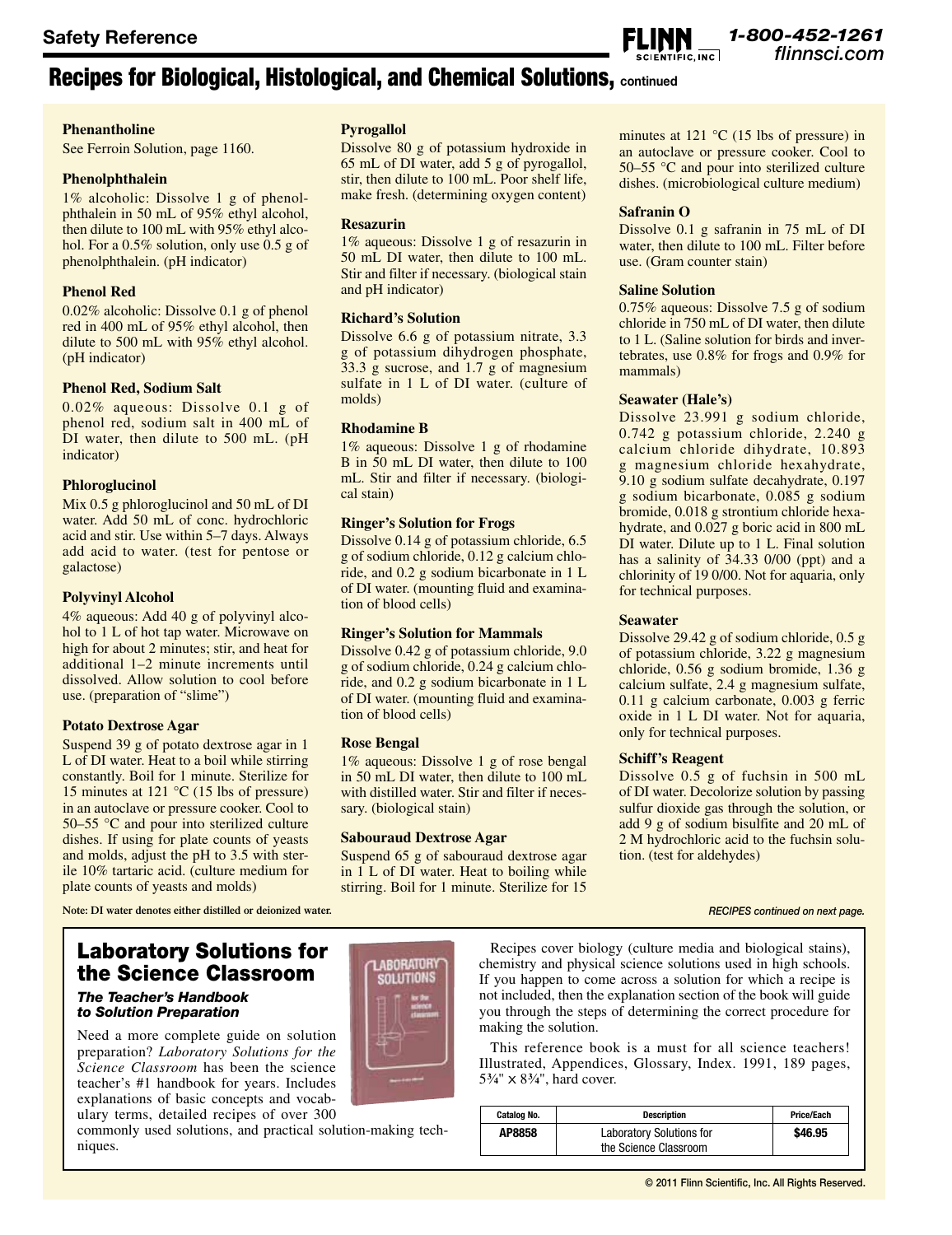## Recipes for Biological, Histological, and Chemical Solutions, continued

**Phenantholine**

See Ferroin Solution, page 1160.

**Phenolphthalein**

1% alcoholic: Dissolve 1 g of phenolphthalein in 50 mL of 95% ethyl alcohol, then dilute to 100 mL with 95% ethyl alcohol. For a 0.5% solution, only use 0.5 g of phenolphthalein. (pH indicator)

**Phenol Red**

0.02% alcoholic: Dissolve 0.1 g of phenol red in 400 mL of 95% ethyl alcohol, then dilute to 500 mL with 95% ethyl alcohol. (pH indicator)

**Phenol Red, Sodium Salt**

0.02% aqueous: Dissolve 0.1 g of phenol red, sodium salt in 400 mL of DI water, then dilute to 500 mL. (pH indicator)

**Phloroglucinol**

Mix 0.5 g phloroglucinol and 50 mL of DI water. Add 50 mL of conc. hydrochloric acid and stir. Use within 5–7 days. Always add acid to water. (test for pentose or galactose)

**Polyvinyl Alcohol**

4% aqueous: Add 40 g of polyvinyl alcohol to 1 L of hot tap water. Microwave on high for about 2 minutes; stir, and heat for additional 1–2 minute increments until dissolved. Allow solution to cool before use. (preparation of "slime")

**Potato Dextrose Agar**

Suspend 39 g of potato dextrose agar in 1 L of DI water. Heat to a boil while stirring constantly. Boil for 1 minute. Sterilize for 15 minutes at 121 °C (15 lbs of pressure) in an autoclave or pressure cooker. Cool to 50–55 °C and pour into sterilized culture dishes. If using for plate counts of yeasts and molds, adjust the pH to 3.5 with sterile 10% tartaric acid. (culture medium for plate counts of yeasts and molds)

**Pyrogallol**

Dissolve 80 g of potassium hydroxide in 65 mL of DI water, add 5 g of pyrogallol, stir, then dilute to 100 mL. Poor shelf life, make fresh. (determining oxygen content)

**Resazurin**

1% aqueous: Dissolve 1 g of resazurin in 50 mL DI water, then dilute to 100 mL. Stir and filter if necessary. (biological stain and pH indicator)

**Richard's Solution**

Dissolve 6.6 g of potassium nitrate, 3.3 g of potassium dihydrogen phosphate, 33.3 g sucrose, and 1.7 g of magnesium sulfate in 1 L of DI water. (culture of molds)

**Rhodamine B**

1% aqueous: Dissolve 1 g of rhodamine B in 50 mL DI water, then dilute to 100 mL. Stir and filter if necessary. (biological stain)

**Ringer's Solution for Frogs**

Dissolve 0.14 g of potassium chloride, 6.5 g of sodium chloride, 0.12 g calcium chloride, and 0.2 g sodium bicarbonate in 1 L of DI water. (mounting fluid and examination of blood cells)

**Ringer's Solution for Mammals**

Dissolve 0.42 g of potassium chloride, 9.0 g of sodium chloride, 0.24 g calcium chloride, and 0.2 g sodium bicarbonate in 1 L of DI water. (mounting fluid and examination of blood cells)

**Rose Bengal**

1% aqueous: Dissolve 1 g of rose bengal in 50 mL DI water, then dilute to 100 mL with distilled water. Stir and filter if necessary. (biological stain)

**Sabouraud Dextrose Agar**

Suspend 65 g of sabouraud dextrose agar in 1 L of DI water. Heat to boiling while stirring. Boil for 1 minute. Sterilize for 15 minutes at 121 °C (15 lbs of pressure) in an autoclave or pressure cooker. Cool to 50–55 °C and pour into sterilized culture dishes. (microbiological culture medium)

**Safranin O**

Dissolve 0.1 g safranin in 75 mL of DI water, then dilute to 100 mL. Filter before use. (Gram counter stain)

**Saline Solution**

0.75% aqueous: Dissolve 7.5 g of sodium chloride in 750 mL of DI water, then dilute to 1 L. (Saline solution for birds and invertebrates, use 0.8% for frogs and 0.9% for mammals)

**Seawater (Hale's)**

Dissolve 23.991 g sodium chloride, 0.742 g potassium chloride, 2.240 g calcium chloride dihydrate, 10.893 g magnesium chloride hexahydrate, 9.10 g sodium sulfate decahydrate, 0.197 g sodium bicarbonate, 0.085 g sodium bromide, 0.018 g strontium chloride hexahydrate, and 0.027 g boric acid in 800 mL DI water. Dilute up to 1 L. Final solution has a salinity of 34.33 0/00 (ppt) and a chlorinity of 19 0/00. Not for aquaria, only for technical purposes.

**Seawater**

Dissolve 29.42 g of sodium chloride, 0.5 g of potassium chloride, 3.22 g magnesium chloride, 0.56 g sodium bromide, 1.36 g calcium sulfate, 2.4 g magnesium sulfate, 0.11 g calcium carbonate, 0.003 g ferric oxide in 1 L DI water. Not for aquaria, only for technical purposes.

**Schiff's Reagent**

Dissolve 0.5 g of fuchsin in 500 mL of DI water. Decolorize solution by passing sulfur dioxide gas through the solution, or add 9 g of sodium bisulfite and 20 mL of 2 M hydrochloric acid to the fuchsin solution. (test for aldehydes)

**Note: DI water denotes either distilled or deionized water.**

*RECIPES continued on next page.*

## Laboratory Solutions for the Science Classroom

***The Teacher's Handbook to Solution Preparation***

Need a more complete guide on solution preparation? *Laboratory Solutions for the Science Classroom* has been the science teacher's #1 handbook for years. Includes explanations of basic concepts and vocabulary terms, detailed recipes of over 300 commonly used solutions, and practical solution-making techniques.

Recipes cover biology (culture media and biological stains), chemistry and physical science solutions used in high schools. If you happen to come across a solution for which a recipe is not included, then the explanation section of the book will guide you through the steps of determining the correct procedure for making the solution.

This reference book is a must for all science teachers! Illustrated, Appendices, Glossary, Index. 1991, 189 pages, 5¾" × 8¾", hard cover.

| Catalog No. | Description | Price/Each |
| --- | --- | --- |
| AP8858 | Laboratory Solutions for the Science Classroom | $46.95 |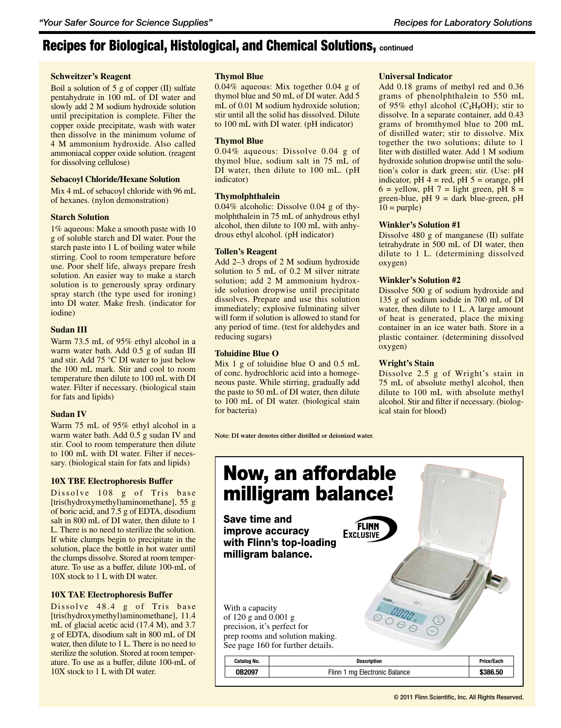# Recipes for Biological, Histological, and Chemical Solutions, continued

### Schweitzer's Reagent

Boil a solution of 5 g of copper (II) sulfate pentahydrate in 100 mL of DI water and slowly add 2 M sodium hydroxide solution until precipitation is complete. Filter the copper oxide precipitate, wash with water then dissolve in the minimum volume of 4 M ammonium hydroxide. Also called ammoniacal copper oxide solution. (reagent for dissolving cellulose)

### Sebacoyl Chloride/Hexane Solution

Mix 4 mL of sebacoyl chloride with 96 mL of hexanes. (nylon demonstration)

### Starch Solution

1% aqueous: Make a smooth paste with 10 g of soluble starch and DI water. Pour the starch paste into 1 L of boiling water while stirring. Cool to room temperature before use. Poor shelf life, always prepare fresh solution. An easier way to make a starch solution is to generously spray ordinary spray starch (the type used for ironing) into DI water. Make fresh. (indicator for iodine)

### Sudan III

Warm 73.5 mL of 95% ethyl alcohol in a warm water bath. Add 0.5 g of sudan III and stir. Add 75 °C DI water to just below the 100 mL mark. Stir and cool to room temperature then dilute to 100 mL with DI water. Filter if necessary. (biological stain for fats and lipids)

### Sudan IV

Warm 75 mL of 95% ethyl alcohol in a warm water bath. Add 0.5 g sudan IV and stir. Cool to room temperature then dilute to 100 mL with DI water. Filter if necessary. (biological stain for fats and lipids)

### 10X TBE Electrophoresis Buffer

Dissolve 108 g of Tris base [tris(hydroxymethyl)aminomethane], 55 g of boric acid, and 7.5 g of EDTA, disodium salt in 800 mL of DI water, then dilute to 1 L. There is no need to sterilize the solution. If white clumps begin to precipitate in the solution, place the bottle in hot water until the clumps dissolve. Stored at room temperature. To use as a buffer, dilute 100-mL of 10X stock to 1 L with DI water.

### 10X TAE Electrophoresis Buffer

Dissolve 48.4 g of Tris base [tris(hydroxymethyl)aminomethane], 11.4 mL of glacial acetic acid (17.4 M), and 3.7 g of EDTA, disodium salt in 800 mL of DI water, then dilute to 1 L. There is no need to sterilize the solution. Stored at room temperature. To use as a buffer, dilute 100-mL of 10X stock to 1 L with DI water.

### Thymol Blue

0.04% aqueous: Mix together 0.04 g of thymol blue and 50 mL of DI water. Add 5 mL of 0.01 M sodium hydroxide solution; stir until all the solid has dissolved. Dilute to 100 mL with DI water. (pH indicator)

### Thymol Blue

0.04% aqueous: Dissolve 0.04 g of thymol blue, sodium salt in 75 mL of DI water, then dilute to 100 mL. (pH indicator)

### Thymolphthalein

0.04% alcoholic: Dissolve 0.04 g of thymolphthalein in 75 mL of anhydrous ethyl alcohol, then dilute to 100 mL with anhydrous ethyl alcohol. (pH indicator)

### Tollen's Reagent

Add 2–3 drops of 2 M sodium hydroxide solution to 5 mL of 0.2 M silver nitrate solution; add 2 M ammonium hydroxide solution dropwise until precipitate dissolves. Prepare and use this solution immediately; explosive fulminating silver will form if solution is allowed to stand for any period of time. (test for aldehydes and reducing sugars)

### Toluidine Blue O

Mix 1 g of toluidine blue O and 0.5 mL of conc. hydrochloric acid into a homogeneous paste. While stirring, gradually add the paste to 50 mL of DI water, then dilute to 100 mL of DI water. (biological stain for bacteria)

### Universal Indicator

Add 0.18 grams of methyl red and 0.36 grams of phenolphthalein to 550 mL of 95% ethyl alcohol ($C_2H_5OH$); stir to dissolve. In a separate container, add 0.43 grams of bromthymol blue to 200 mL of distilled water; stir to dissolve. Mix together the two solutions; dilute to 1 liter with distilled water. Add 1 M sodium hydroxide solution dropwise until the solution's color is dark green; stir. (Use: pH indicator, pH 4 = red, pH 5 = orange, pH 6 = yellow, pH 7 = light green, pH 8 = green-blue, pH 9 = dark blue-green, pH 10 = purple)

### Winkler's Solution #1

Dissolve 480 g of manganese (II) sulfate tetrahydrate in 500 mL of DI water, then dilute to 1 L. (determining dissolved oxygen)

### Winkler's Solution #2

Dissolve 500 g of sodium hydroxide and 135 g of sodium iodide in 700 mL of DI water, then dilute to 1 L. A large amount of heat is generated, place the mixing container in an ice water bath. Store in a plastic container. (determining dissolved oxygen)

### Wright's Stain

Dissolve 2.5 g of Wright's stain in 75 mL of absolute methyl alcohol, then dilute to 100 mL with absolute methyl alcohol. Stir and filter if necessary. (biological stain for blood)

**Note: DI water denotes either distilled or deionized water.**

## Now, an affordable milligram balance!

**Save time and improve accuracy with Flinn's top-loading milligram balance.**

FLINN EXCLUSIVE

With a capacity of 120 g and 0.001 g precision, it's perfect for prep rooms and solution making. See page 160 for further details.

| Catalog No. | Description | Price/Each |
|---|---|---|
| OB2097 | Flinn 1 mg Electronic Balance | $386.50 |

© 2011 Flinn Scientific, Inc. All Rights Reserved.